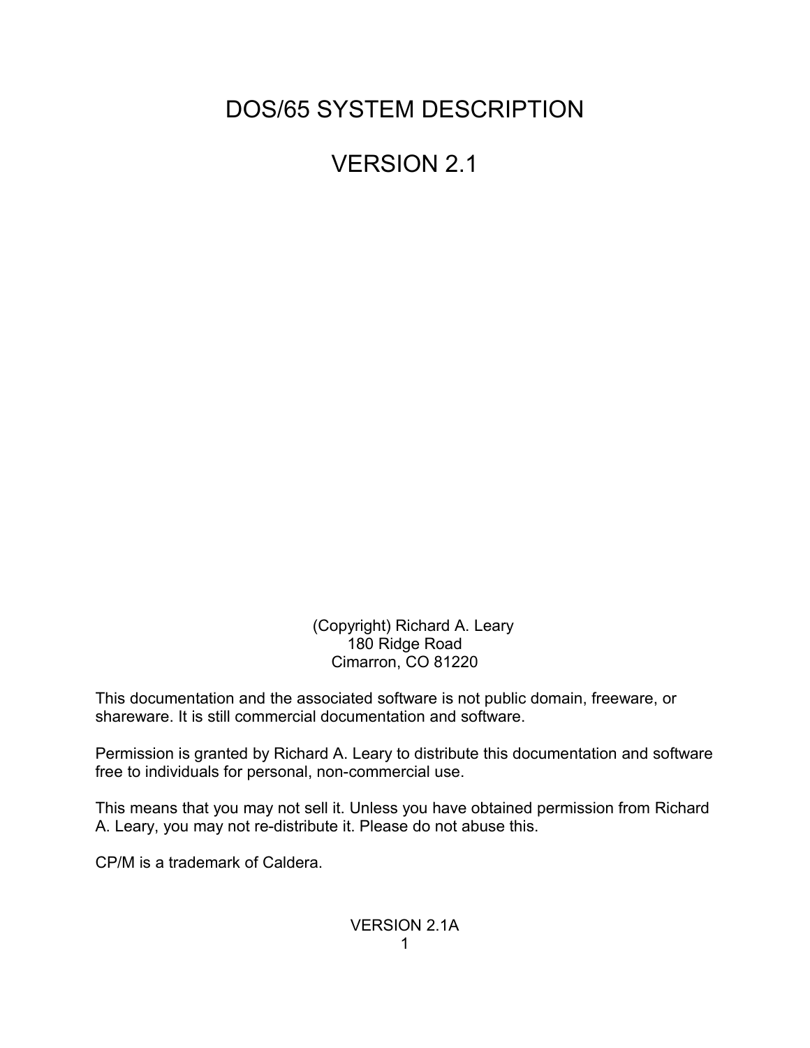# DOS/65 SYSTEM DESCRIPTION

# VERSION 2.1

(Copyright) Richard A. Leary
180 Ridge Road
Cimarron, CO 81220

This documentation and the associated software is not public domain, freeware, or shareware. It is still commercial documentation and software.

Permission is granted by Richard A. Leary to distribute this documentation and software free to individuals for personal, non-commercial use.

This means that you may not sell it. Unless you have obtained permission from Richard A. Leary, you may not re-distribute it. Please do not abuse this.

CP/M is a trademark of Caldera.

VERSION 2.1A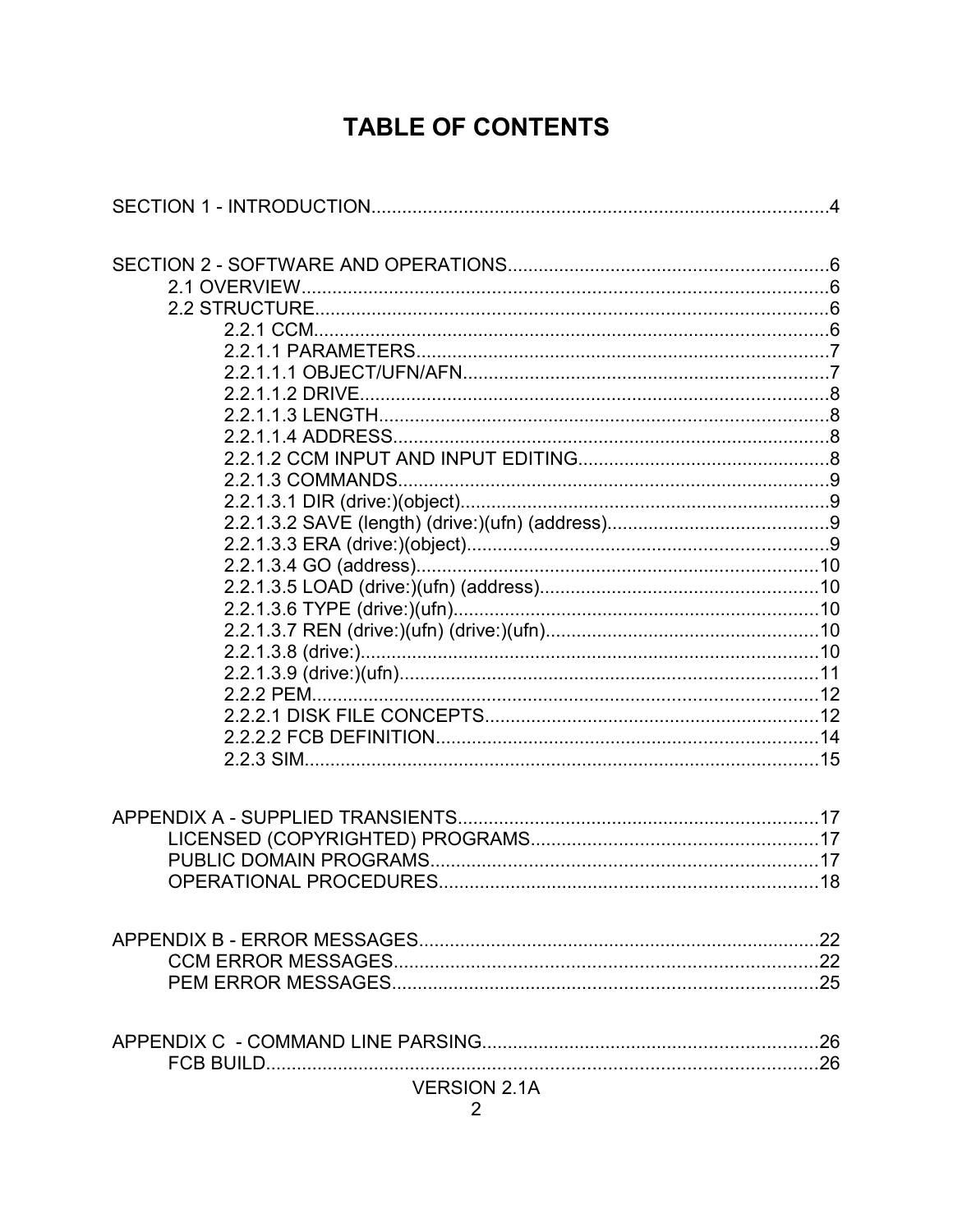# TABLE OF CONTENTS

SECTION 1 - INTRODUCTION........................................................................................4

SECTION 2 - SOFTWARE AND OPERATIONS.............................................................6
- 2.1 OVERVIEW.....................................................................................................6
- 2.2 STRUCTURE...................................................................................................6
  - 2.2.1 CCM...................................................................................................6
  - 2.2.1.1 PARAMETERS................................................................................7
  - 2.2.1.1.1 OBJECT/UFN/AFN.......................................................................7
  - 2.2.1.1.2 DRIVE...........................................................................................8
  - 2.2.1.1.3 LENGTH.......................................................................................8
  - 2.2.1.1.4 ADDRESS.....................................................................................8
  - 2.2.1.2 CCM INPUT AND INPUT EDITING................................................8
  - 2.2.1.3 COMMANDS....................................................................................9
  - 2.2.1.3.1 DIR (drive:)(object)........................................................................9
  - 2.2.1.3.2 SAVE (length) (drive:)(ufn) (address)............................................9
  - 2.2.1.3.3 ERA (drive:)(object)......................................................................9
  - 2.2.1.3.4 GO (address)..............................................................................10
  - 2.2.1.3.5 LOAD (drive:)(ufn) (address).....................................................10
  - 2.2.1.3.6 TYPE (drive:)(ufn).......................................................................10
  - 2.2.1.3.7 REN (drive:)(ufn) (drive:)(ufn).....................................................10
  - 2.2.1.3.8 (drive:)........................................................................................10
  - 2.2.1.3.9 (drive:)(ufn).................................................................................11
  - 2.2.2 PEM..................................................................................................12
  - 2.2.2.1 DISK FILE CONCEPTS.................................................................12
  - 2.2.2.2 FCB DEFINITION..........................................................................14
  - 2.2.3 SIM...................................................................................................15

APPENDIX A - SUPPLIED TRANSIENTS.....................................................................17
- LICENSED (COPYRIGHTED) PROGRAMS.......................................................17
- PUBLIC DOMAIN PROGRAMS...........................................................................17
- OPERATIONAL PROCEDURES.........................................................................18

APPENDIX B - ERROR MESSAGES.............................................................................22
- CCM ERROR MESSAGES..................................................................................22
- PEM ERROR MESSAGES..................................................................................25

APPENDIX C - COMMAND LINE PARSING.................................................................26
- FCB BUILD...........................................................................................................26

VERSION 2.1A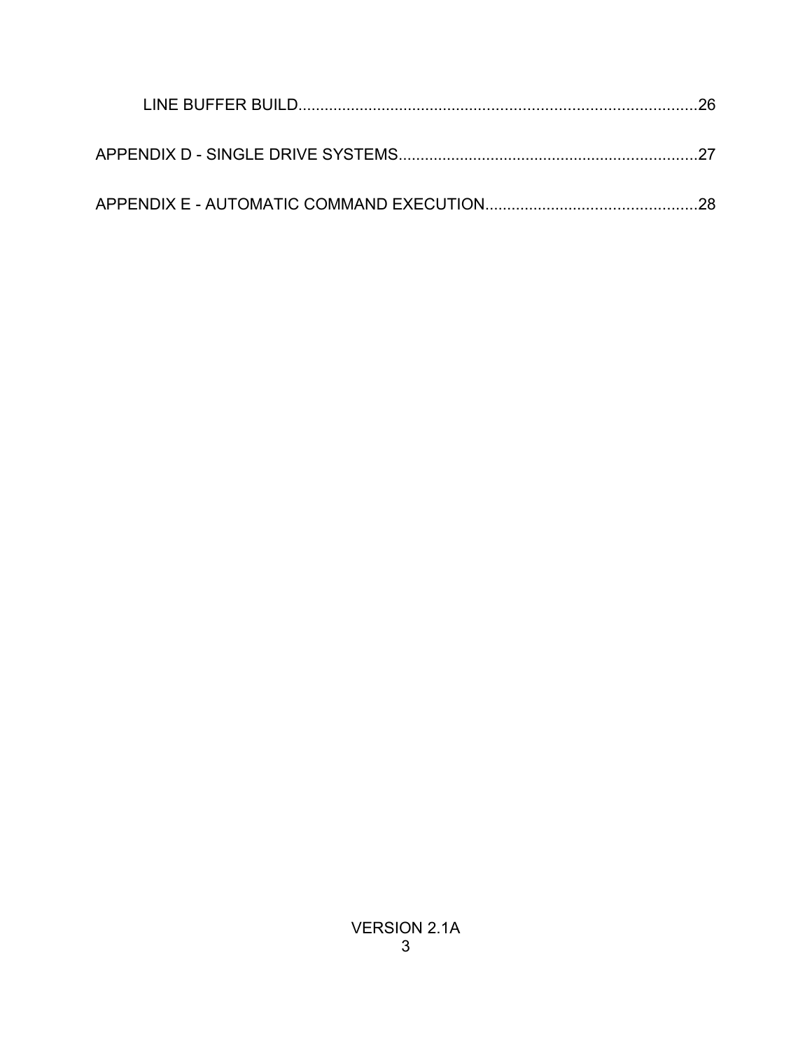LINE BUFFER BUILD....................................................................................26

APPENDIX D - SINGLE DRIVE SYSTEMS....................................................................27

APPENDIX E - AUTOMATIC COMMAND EXECUTION................................................28

VERSION 2.1A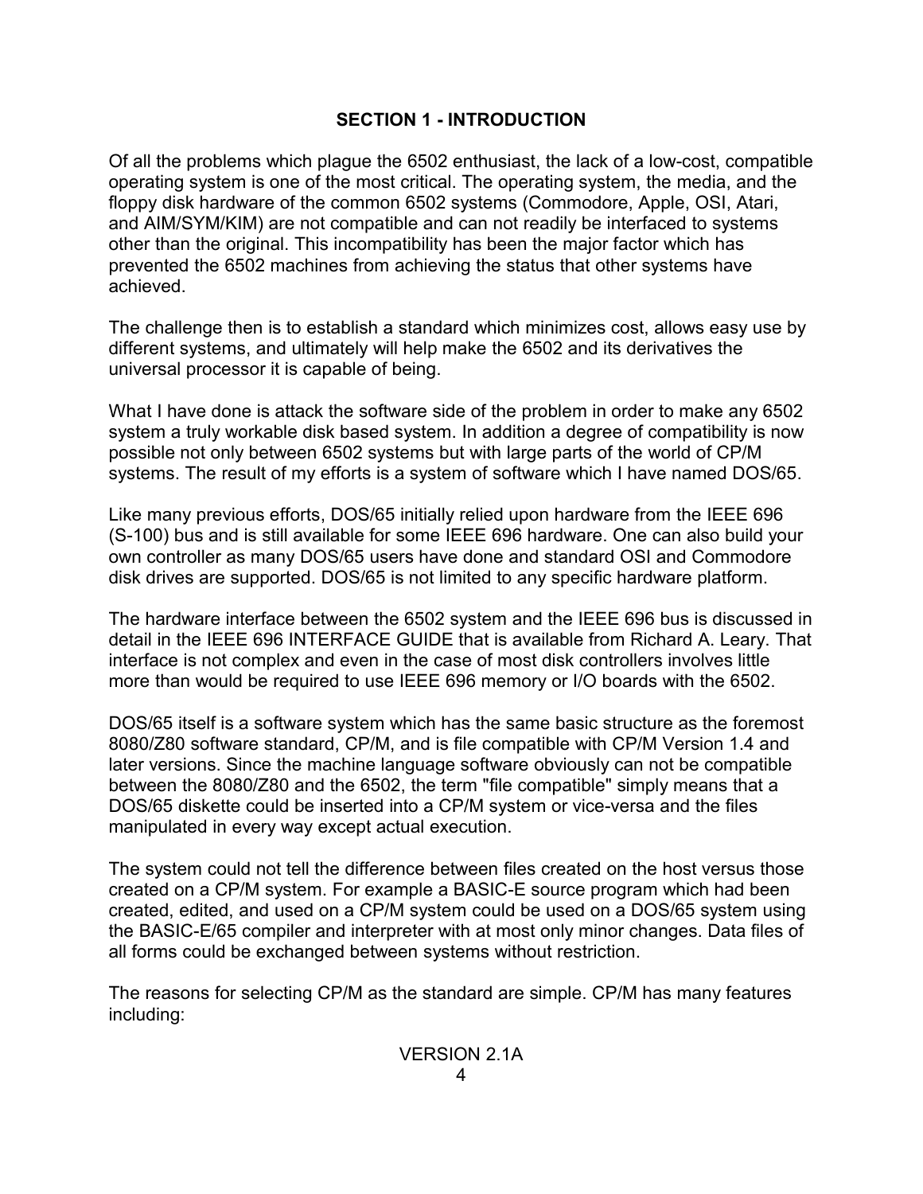## SECTION 1 - INTRODUCTION

Of all the problems which plague the 6502 enthusiast, the lack of a low-cost, compatible operating system is one of the most critical. The operating system, the media, and the floppy disk hardware of the common 6502 systems (Commodore, Apple, OSI, Atari, and AIM/SYM/KIM) are not compatible and can not readily be interfaced to systems other than the original. This incompatibility has been the major factor which has prevented the 6502 machines from achieving the status that other systems have achieved.

The challenge then is to establish a standard which minimizes cost, allows easy use by different systems, and ultimately will help make the 6502 and its derivatives the universal processor it is capable of being.

What I have done is attack the software side of the problem in order to make any 6502 system a truly workable disk based system. In addition a degree of compatibility is now possible not only between 6502 systems but with large parts of the world of CP/M systems. The result of my efforts is a system of software which I have named DOS/65.

Like many previous efforts, DOS/65 initially relied upon hardware from the IEEE 696 (S-100) bus and is still available for some IEEE 696 hardware. One can also build your own controller as many DOS/65 users have done and standard OSI and Commodore disk drives are supported. DOS/65 is not limited to any specific hardware platform.

The hardware interface between the 6502 system and the IEEE 696 bus is discussed in detail in the IEEE 696 INTERFACE GUIDE that is available from Richard A. Leary. That interface is not complex and even in the case of most disk controllers involves little more than would be required to use IEEE 696 memory or I/O boards with the 6502.

DOS/65 itself is a software system which has the same basic structure as the foremost 8080/Z80 software standard, CP/M, and is file compatible with CP/M Version 1.4 and later versions. Since the machine language software obviously can not be compatible between the 8080/Z80 and the 6502, the term "file compatible" simply means that a DOS/65 diskette could be inserted into a CP/M system or vice-versa and the files manipulated in every way except actual execution.

The system could not tell the difference between files created on the host versus those created on a CP/M system. For example a BASIC-E source program which had been created, edited, and used on a CP/M system could be used on a DOS/65 system using the BASIC-E/65 compiler and interpreter with at most only minor changes. Data files of all forms could be exchanged between systems without restriction.

The reasons for selecting CP/M as the standard are simple. CP/M has many features including: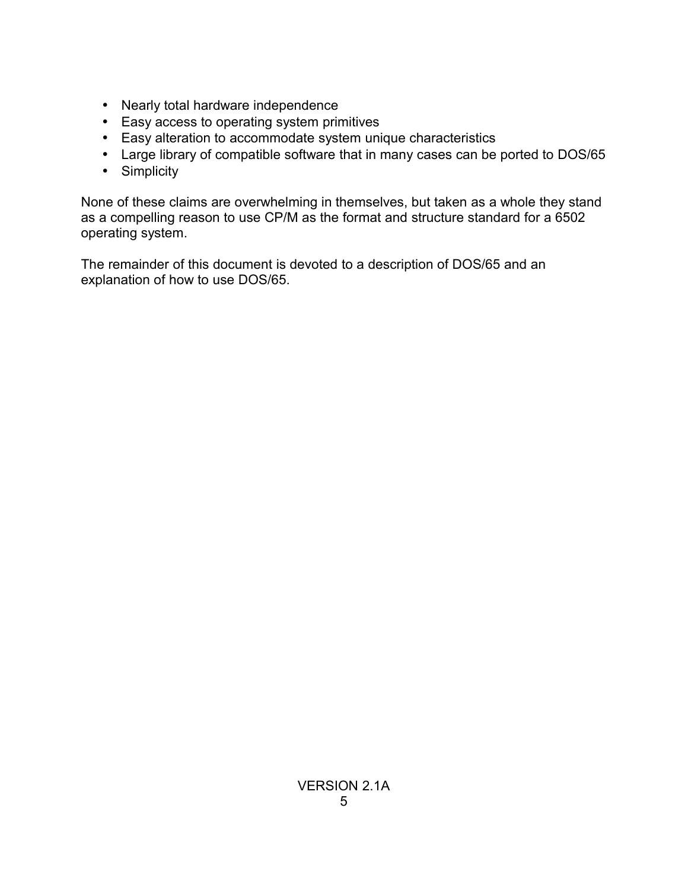- Nearly total hardware independence
- Easy access to operating system primitives
- Easy alteration to accommodate system unique characteristics
- Large library of compatible software that in many cases can be ported to DOS/65
- Simplicity

None of these claims are overwhelming in themselves, but taken as a whole they stand as a compelling reason to use CP/M as the format and structure standard for a 6502 operating system.

The remainder of this document is devoted to a description of DOS/65 and an explanation of how to use DOS/65.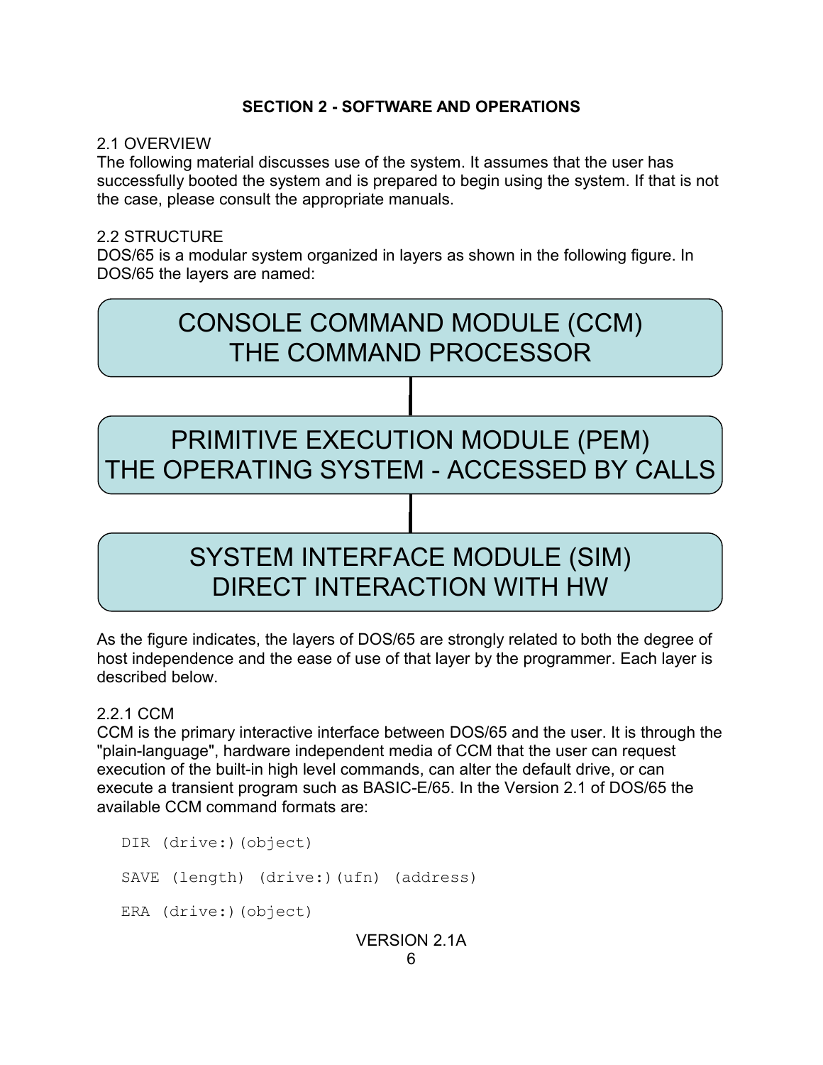## SECTION 2 - SOFTWARE AND OPERATIONS

### 2.1 OVERVIEW

The following material discusses use of the system. It assumes that the user has successfully booted the system and is prepared to begin using the system. If that is not the case, please consult the appropriate manuals.

### 2.2 STRUCTURE

DOS/65 is a modular system organized in layers as shown in the following figure. In DOS/65 the layers are named:

CONSOLE COMMAND MODULE (CCM)
THE COMMAND PROCESSOR

PRIMITIVE EXECUTION MODULE (PEM)
THE OPERATING SYSTEM - ACCESSED BY CALLS

SYSTEM INTERFACE MODULE (SIM)
DIRECT INTERACTION WITH HW

As the figure indicates, the layers of DOS/65 are strongly related to both the degree of host independence and the ease of use of that layer by the programmer. Each layer is described below.

#### 2.2.1 CCM

CCM is the primary interactive interface between DOS/65 and the user. It is through the "plain-language", hardware independent media of CCM that the user can request execution of the built-in high level commands, can alter the default drive, or can execute a transient program such as BASIC-E/65. In the Version 2.1 of DOS/65 the available CCM command formats are:

```
DIR (drive:)(object)

SAVE (length) (drive:)(ufn) (address)

ERA (drive:)(object)
```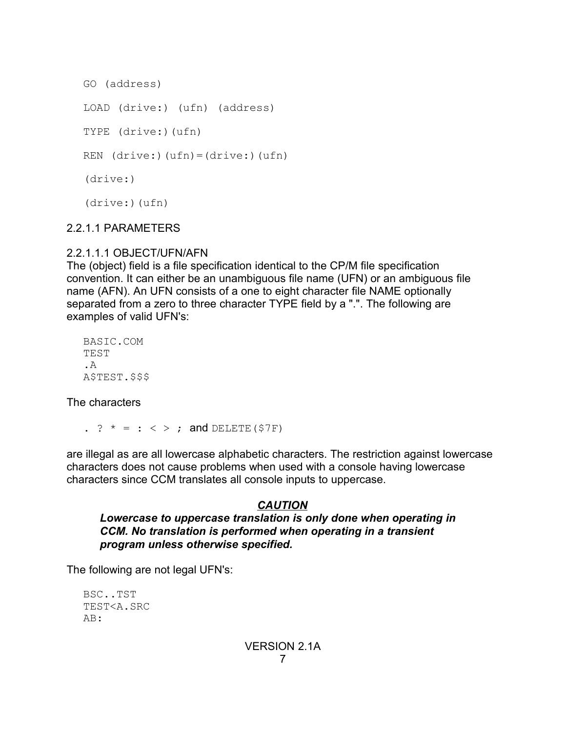```
GO (address)

LOAD (drive:) (ufn) (address)

TYPE (drive:)(ufn)

REN (drive:)(ufn)=(drive:)(ufn)

(drive:)

(drive:)(ufn)
```

#### 2.2.1.1 PARAMETERS

##### 2.2.1.1.1 OBJECT/UFN/AFN

The (object) field is a file specification identical to the CP/M file specification convention. It can either be an unambiguous file name (UFN) or an ambiguous file name (AFN). An UFN consists of a one to eight character file NAME optionally separated from a zero to three character TYPE field by a ".". The following are examples of valid UFN's:

```
BASIC.COM
TEST
.A
A$TEST.$$$
```

The characters

`. ? * = : < > ;` and `DELETE($7F)`

are illegal as are all lowercase alphabetic characters. The restriction against lowercase characters does not cause problems when used with a console having lowercase characters since CCM translates all console inputs to uppercase.

***CAUTION***

***Lowercase to uppercase translation is only done when operating in CCM. No translation is performed when operating in a transient program unless otherwise specified.***

The following are not legal UFN's:

```
BSC..TST
TEST<A.SRC
AB:
```

VERSION 2.1A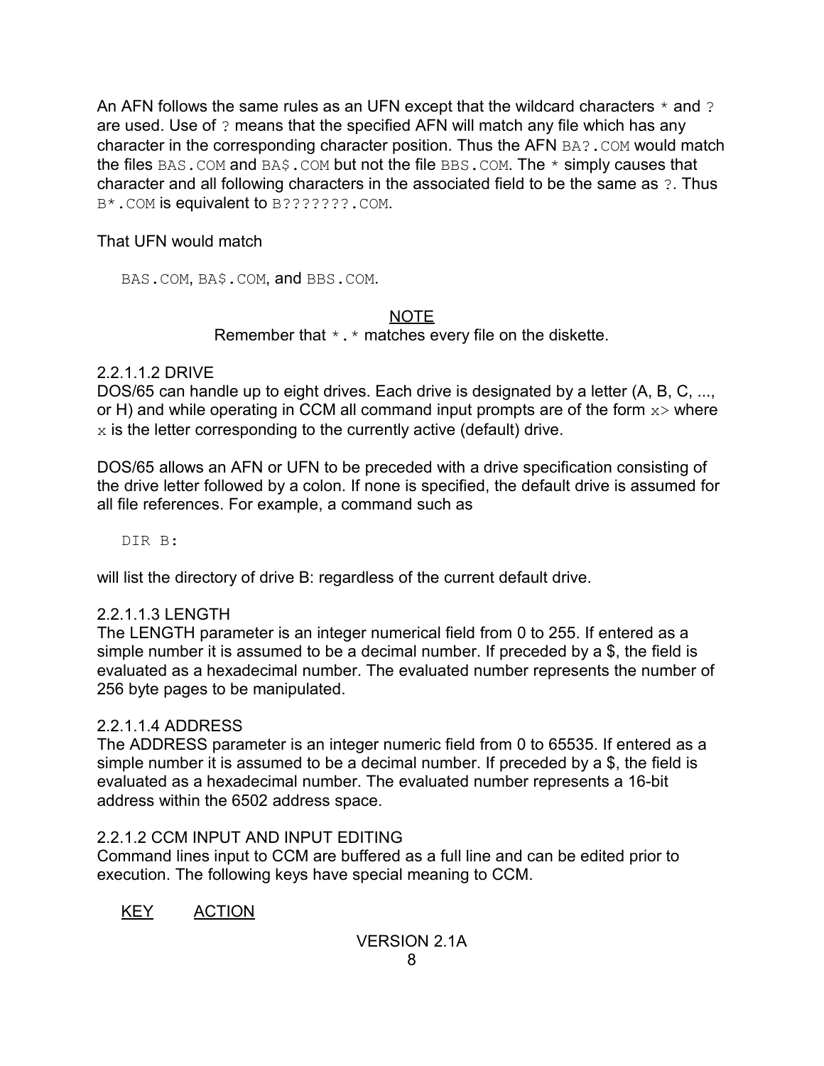An AFN follows the same rules as an UFN except that the wildcard characters `*` and `?` are used. Use of `?` means that the specified AFN will match any file which has any character in the corresponding character position. Thus the AFN `BA?.COM` would match the files `BAS.COM` and `BA$.COM` but not the file `BBS.COM`. The `*` simply causes that character and all following characters in the associated field to be the same as `?`. Thus `B*.COM` is equivalent to `B???????.COM`.

That UFN would match

`BAS.COM`, `BA$.COM`, and `BBS.COM`.

<u>NOTE</u>

Remember that `*.*` matches every file on the diskette.

2.2.1.1.2 DRIVE

DOS/65 can handle up to eight drives. Each drive is designated by a letter (A, B, C, ..., or H) and while operating in CCM all command input prompts are of the form `x>` where `x` is the letter corresponding to the currently active (default) drive.

DOS/65 allows an AFN or UFN to be preceded with a drive specification consisting of the drive letter followed by a colon. If none is specified, the default drive is assumed for all file references. For example, a command such as

```
DIR B:
```

will list the directory of drive B: regardless of the current default drive.

2.2.1.1.3 LENGTH

The LENGTH parameter is an integer numerical field from 0 to 255. If entered as a simple number it is assumed to be a decimal number. If preceded by a $, the field is evaluated as a hexadecimal number. The evaluated number represents the number of 256 byte pages to be manipulated.

2.2.1.1.4 ADDRESS

The ADDRESS parameter is an integer numeric field from 0 to 65535. If entered as a simple number it is assumed to be a decimal number. If preceded by a $, the field is evaluated as a hexadecimal number. The evaluated number represents a 16-bit address within the 6502 address space.

2.2.1.2 CCM INPUT AND INPUT EDITING

Command lines input to CCM are buffered as a full line and can be edited prior to execution. The following keys have special meaning to CCM.

<u>KEY</u> <u>ACTION</u>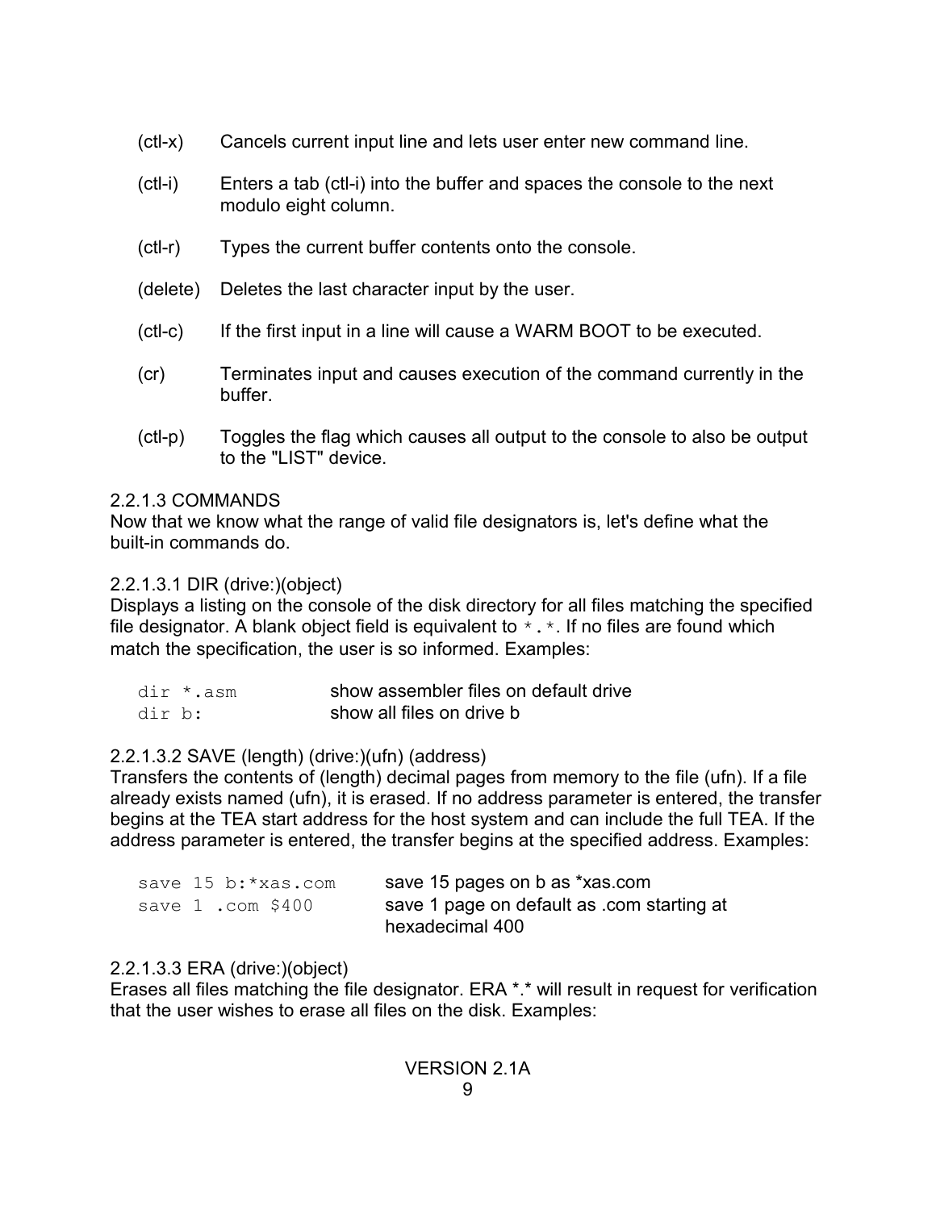(ctl-x) Cancels current input line and lets user enter new command line.

(ctl-i) Enters a tab (ctl-i) into the buffer and spaces the console to the next modulo eight column.

(ctl-r) Types the current buffer contents onto the console.

(delete) Deletes the last character input by the user.

(ctl-c) If the first input in a line will cause a WARM BOOT to be executed.

(cr) Terminates input and causes execution of the command currently in the buffer.

(ctl-p) Toggles the flag which causes all output to the console to also be output to the "LIST" device.

2.2.1.3 COMMANDS
Now that we know what the range of valid file designators is, let's define what the built-in commands do.

2.2.1.3.1 DIR (drive:)(object)
Displays a listing on the console of the disk directory for all files matching the specified file designator. A blank object field is equivalent to `*.*`. If no files are found which match the specification, the user is so informed. Examples:

| | |
|---|---|
| `dir *.asm` | show assembler files on default drive |
| `dir b:` | show all files on drive b |

2.2.1.3.2 SAVE (length) (drive:)(ufn) (address)
Transfers the contents of (length) decimal pages from memory to the file (ufn). If a file already exists named (ufn), it is erased. If no address parameter is entered, the transfer begins at the TEA start address for the host system and can include the full TEA. If the address parameter is entered, the transfer begins at the specified address. Examples:

| | |
|---|---|
| `save 15 b:*xas.com` | save 15 pages on b as *xas.com |
| `save 1 .com $400` | save 1 page on default as .com starting at hexadecimal 400 |

2.2.1.3.3 ERA (drive:)(object)
Erases all files matching the file designator. ERA *.* will result in request for verification that the user wishes to erase all files on the disk. Examples:

VERSION 2.1A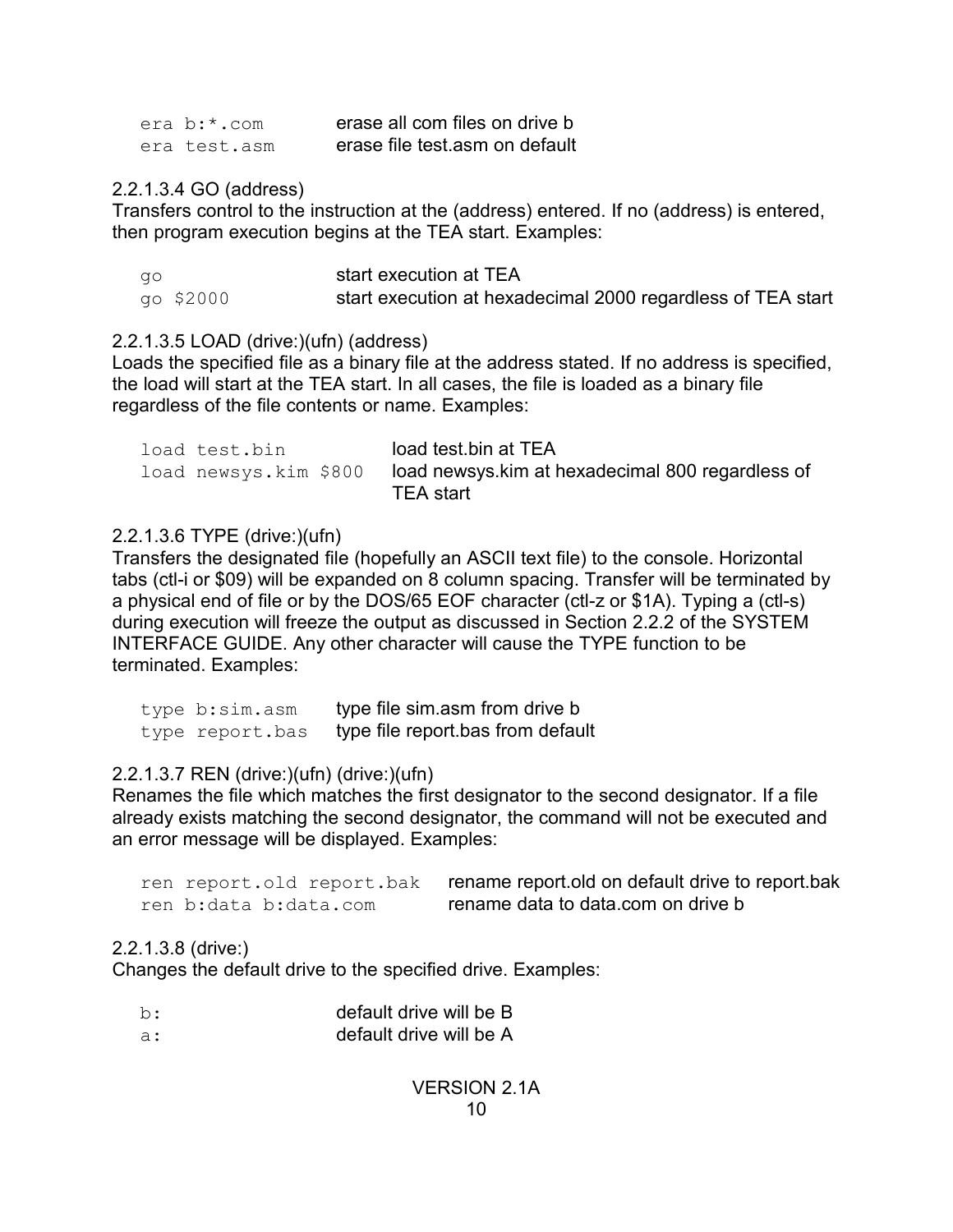| | |
|---|---|
| `era b:*.com` | erase all com files on drive b |
| `era test.asm` | erase file test.asm on default |

2.2.1.3.4 GO (address)
Transfers control to the instruction at the (address) entered. If no (address) is entered, then program execution begins at the TEA start. Examples:

| | |
|---|---|
| `go` | start execution at TEA |
| `go $2000` | start execution at hexadecimal 2000 regardless of TEA start |

2.2.1.3.5 LOAD (drive:)(ufn) (address)
Loads the specified file as a binary file at the address stated. If no address is specified, the load will start at the TEA start. In all cases, the file is loaded as a binary file regardless of the file contents or name. Examples:

| | |
|---|---|
| `load test.bin` | load test.bin at TEA |
| `load newsys.kim $800` | load newsys.kim at hexadecimal 800 regardless of TEA start |

2.2.1.3.6 TYPE (drive:)(ufn)
Transfers the designated file (hopefully an ASCII text file) to the console. Horizontal tabs (ctl-i or $09) will be expanded on 8 column spacing. Transfer will be terminated by a physical end of file or by the DOS/65 EOF character (ctl-z or $1A). Typing a (ctl-s) during execution will freeze the output as discussed in Section 2.2.2 of the SYSTEM INTERFACE GUIDE. Any other character will cause the TYPE function to be terminated. Examples:

| | |
|---|---|
| `type b:sim.asm` | type file sim.asm from drive b |
| `type report.bas` | type file report.bas from default |

2.2.1.3.7 REN (drive:)(ufn) (drive:)(ufn)
Renames the file which matches the first designator to the second designator. If a file already exists matching the second designator, the command will not be executed and an error message will be displayed. Examples:

| | |
|---|---|
| `ren report.old report.bak` | rename report.old on default drive to report.bak |
| `ren b:data b:data.com` | rename data to data.com on drive b |

2.2.1.3.8 (drive:)
Changes the default drive to the specified drive. Examples:

| | |
|---|---|
| `b:` | default drive will be B |
| `a:` | default drive will be A |

VERSION 2.1A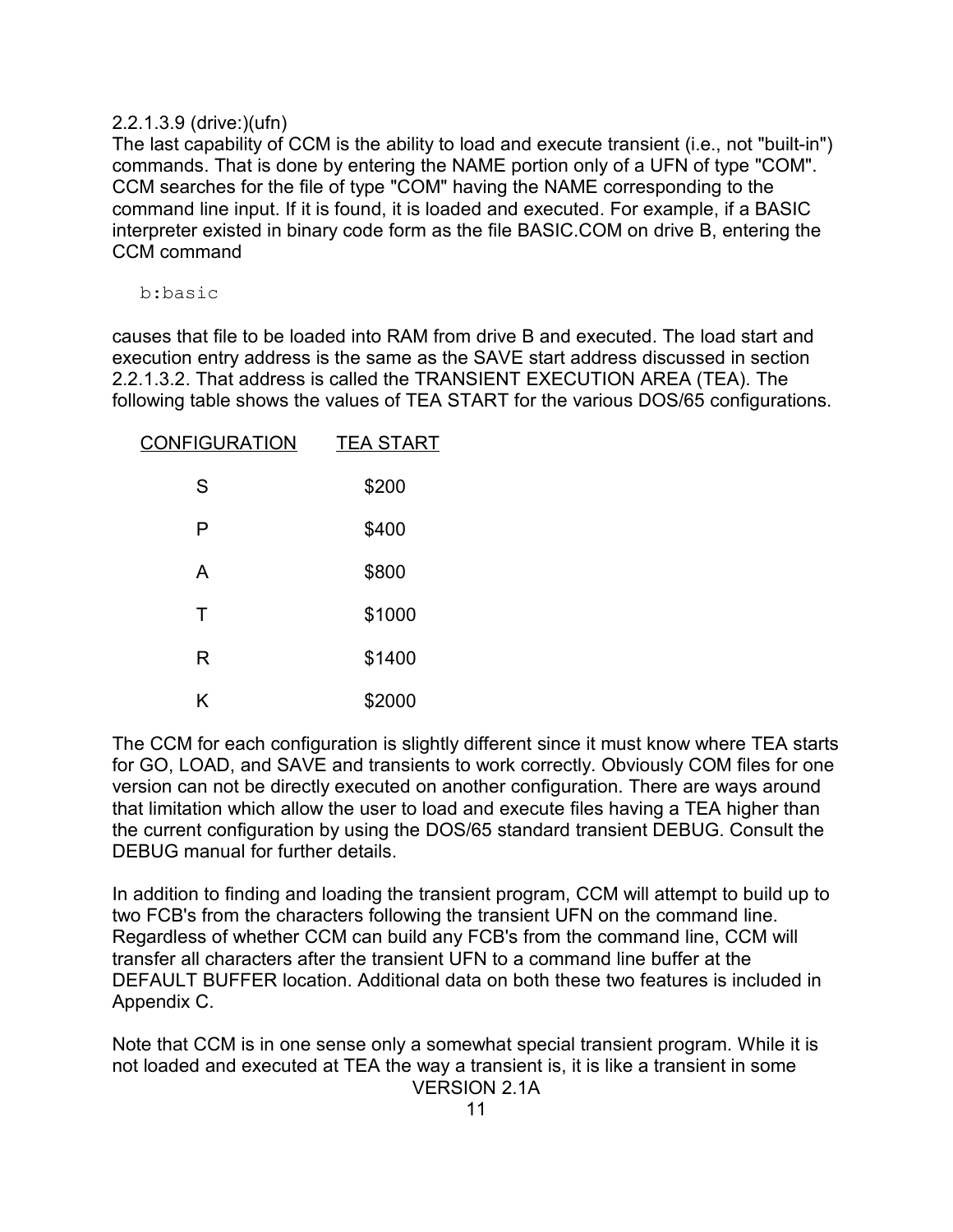2.2.1.3.9 (drive:)(ufn)

The last capability of CCM is the ability to load and execute transient (i.e., not "built-in") commands. That is done by entering the NAME portion only of a UFN of type "COM". CCM searches for the file of type "COM" having the NAME corresponding to the command line input. If it is found, it is loaded and executed. For example, if a BASIC interpreter existed in binary code form as the file BASIC.COM on drive B, entering the CCM command

```
b:basic
```

causes that file to be loaded into RAM from drive B and executed. The load start and execution entry address is the same as the SAVE start address discussed in section 2.2.1.3.2. That address is called the TRANSIENT EXECUTION AREA (TEA). The following table shows the values of TEA START for the various DOS/65 configurations.

| CONFIGURATION | TEA START |
|---|---|
| S | $200 |
| P | $400 |
| A | $800 |
| T | $1000 |
| R | $1400 |
| K | $2000 |

The CCM for each configuration is slightly different since it must know where TEA starts for GO, LOAD, and SAVE and transients to work correctly. Obviously COM files for one version can not be directly executed on another configuration. There are ways around that limitation which allow the user to load and execute files having a TEA higher than the current configuration by using the DOS/65 standard transient DEBUG. Consult the DEBUG manual for further details.

In addition to finding and loading the transient program, CCM will attempt to build up to two FCB's from the characters following the transient UFN on the command line. Regardless of whether CCM can build any FCB's from the command line, CCM will transfer all characters after the transient UFN to a command line buffer at the DEFAULT BUFFER location. Additional data on both these two features is included in Appendix C.

Note that CCM is in one sense only a somewhat special transient program. While it is not loaded and executed at TEA the way a transient is, it is like a transient in some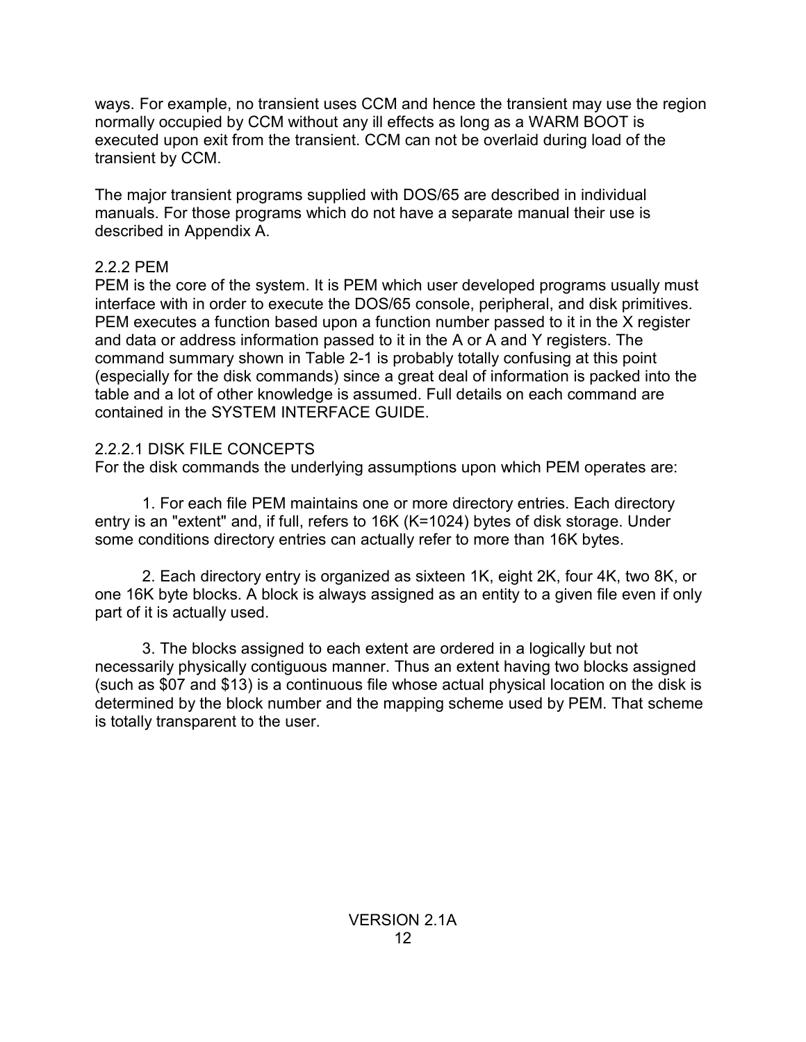ways. For example, no transient uses CCM and hence the transient may use the region normally occupied by CCM without any ill effects as long as a WARM BOOT is executed upon exit from the transient. CCM can not be overlaid during load of the transient by CCM.

The major transient programs supplied with DOS/65 are described in individual manuals. For those programs which do not have a separate manual their use is described in Appendix A.

### 2.2.2 PEM

PEM is the core of the system. It is PEM which user developed programs usually must interface with in order to execute the DOS/65 console, peripheral, and disk primitives. PEM executes a function based upon a function number passed to it in the X register and data or address information passed to it in the A or A and Y registers. The command summary shown in Table 2-1 is probably totally confusing at this point (especially for the disk commands) since a great deal of information is packed into the table and a lot of other knowledge is assumed. Full details on each command are contained in the SYSTEM INTERFACE GUIDE.

#### 2.2.2.1 DISK FILE CONCEPTS

For the disk commands the underlying assumptions upon which PEM operates are:

1. For each file PEM maintains one or more directory entries. Each directory entry is an "extent" and, if full, refers to 16K (K=1024) bytes of disk storage. Under some conditions directory entries can actually refer to more than 16K bytes.

2. Each directory entry is organized as sixteen 1K, eight 2K, four 4K, two 8K, or one 16K byte blocks. A block is always assigned as an entity to a given file even if only part of it is actually used.

3. The blocks assigned to each extent are ordered in a logically but not necessarily physically contiguous manner. Thus an extent having two blocks assigned (such as $07 and $13) is a continuous file whose actual physical location on the disk is determined by the block number and the mapping scheme used by PEM. That scheme is totally transparent to the user.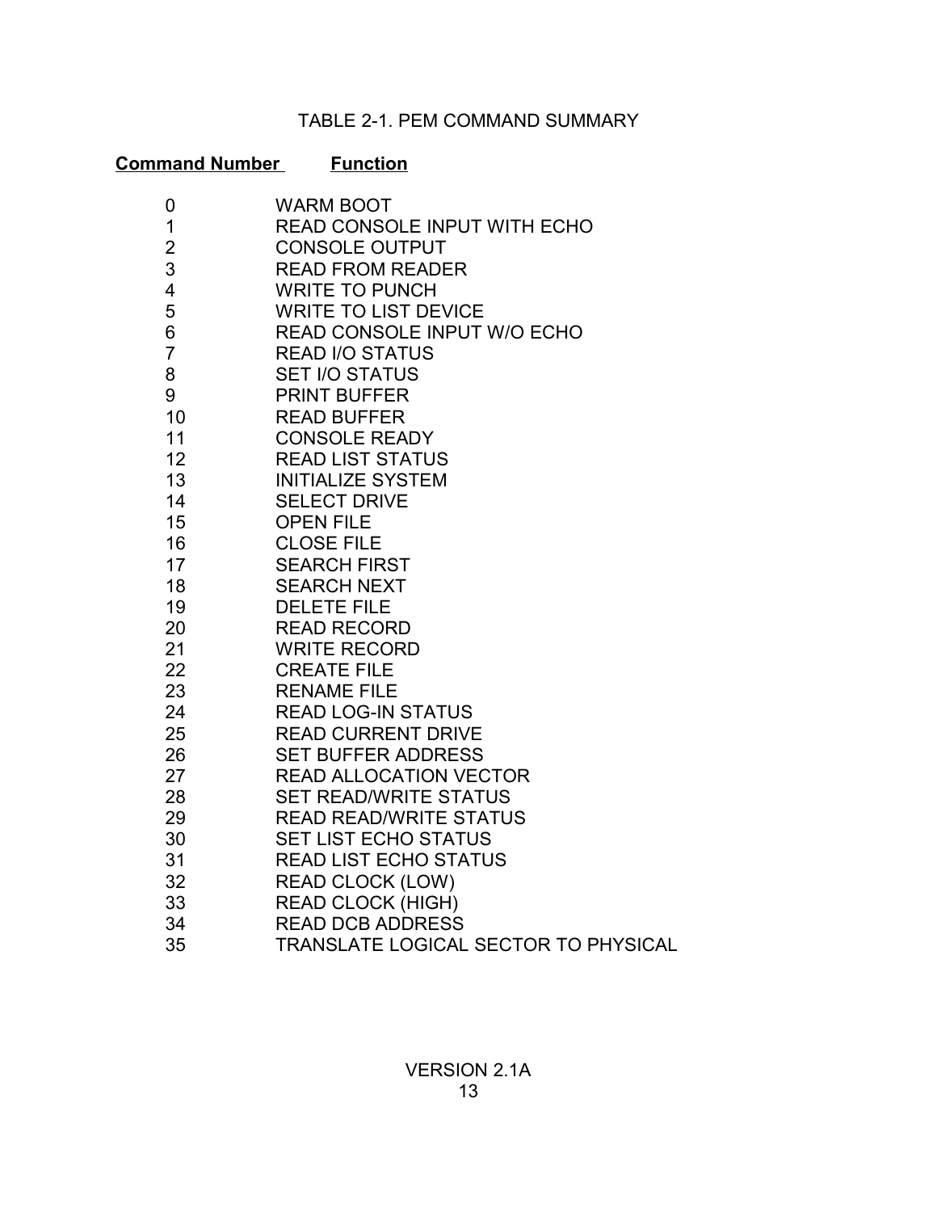TABLE 2-1. PEM COMMAND SUMMARY

| Command Number | Function |
| --- | --- |
| 0 | WARM BOOT |
| 1 | READ CONSOLE INPUT WITH ECHO |
| 2 | CONSOLE OUTPUT |
| 3 | READ FROM READER |
| 4 | WRITE TO PUNCH |
| 5 | WRITE TO LIST DEVICE |
| 6 | READ CONSOLE INPUT W/O ECHO |
| 7 | READ I/O STATUS |
| 8 | SET I/O STATUS |
| 9 | PRINT BUFFER |
| 10 | READ BUFFER |
| 11 | CONSOLE READY |
| 12 | READ LIST STATUS |
| 13 | INITIALIZE SYSTEM |
| 14 | SELECT DRIVE |
| 15 | OPEN FILE |
| 16 | CLOSE FILE |
| 17 | SEARCH FIRST |
| 18 | SEARCH NEXT |
| 19 | DELETE FILE |
| 20 | READ RECORD |
| 21 | WRITE RECORD |
| 22 | CREATE FILE |
| 23 | RENAME FILE |
| 24 | READ LOG-IN STATUS |
| 25 | READ CURRENT DRIVE |
| 26 | SET BUFFER ADDRESS |
| 27 | READ ALLOCATION VECTOR |
| 28 | SET READ/WRITE STATUS |
| 29 | READ READ/WRITE STATUS |
| 30 | SET LIST ECHO STATUS |
| 31 | READ LIST ECHO STATUS |
| 32 | READ CLOCK (LOW) |
| 33 | READ CLOCK (HIGH) |
| 34 | READ DCB ADDRESS |
| 35 | TRANSLATE LOGICAL SECTOR TO PHYSICAL |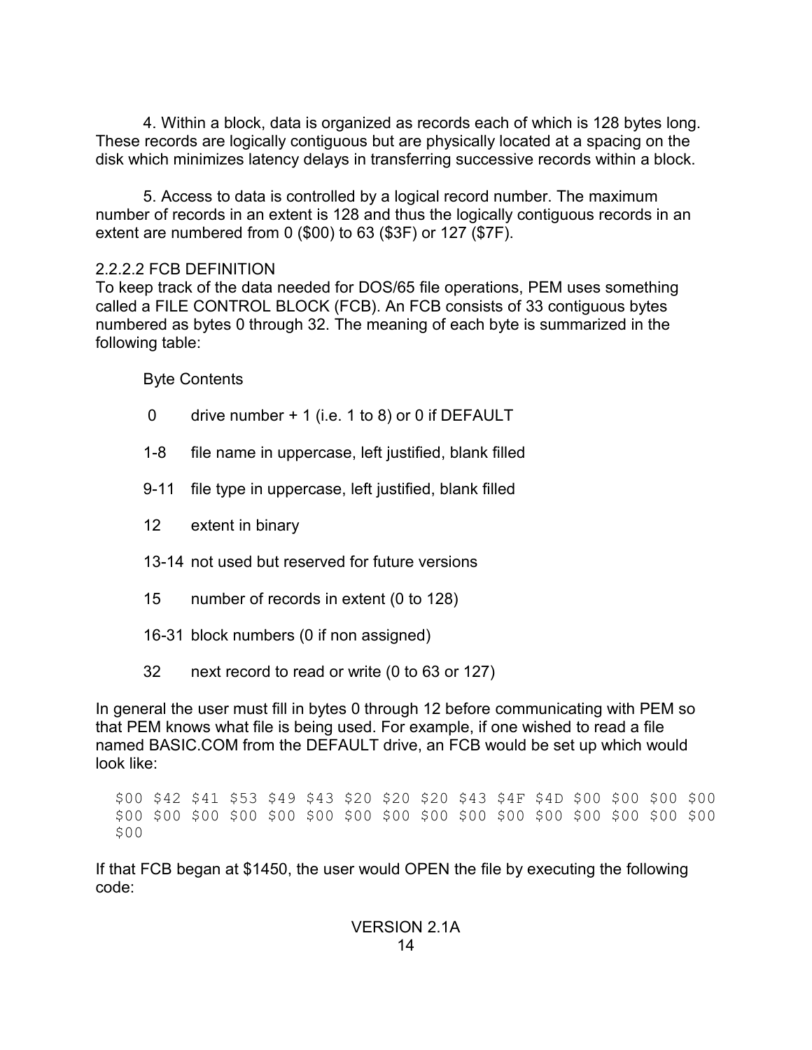4. Within a block, data is organized as records each of which is 128 bytes long. These records are logically contiguous but are physically located at a spacing on the disk which minimizes latency delays in transferring successive records within a block.

5. Access to data is controlled by a logical record number. The maximum number of records in an extent is 128 and thus the logically contiguous records in an extent are numbered from 0 ($00) to 63 ($3F) or 127 ($7F).

### 2.2.2.2 FCB DEFINITION

To keep track of the data needed for DOS/65 file operations, PEM uses something called a FILE CONTROL BLOCK (FCB). An FCB consists of 33 contiguous bytes numbered as bytes 0 through 32. The meaning of each byte is summarized in the following table:

| Byte | Contents |
|---|---|
| 0 | drive number + 1 (i.e. 1 to 8) or 0 if DEFAULT |
| 1-8 | file name in uppercase, left justified, blank filled |
| 9-11 | file type in uppercase, left justified, blank filled |
| 12 | extent in binary |
| 13-14 | not used but reserved for future versions |
| 15 | number of records in extent (0 to 128) |
| 16-31 | block numbers (0 if non assigned) |
| 32 | next record to read or write (0 to 63 or 127) |

In general the user must fill in bytes 0 through 12 before communicating with PEM so that PEM knows what file is being used. For example, if one wished to read a file named BASIC.COM from the DEFAULT drive, an FCB would be set up which would look like:

```
$00 $42 $41 $53 $49 $43 $20 $20 $20 $43 $4F $4D $00 $00 $00 $00
$00 $00 $00 $00 $00 $00 $00 $00 $00 $00 $00 $00 $00 $00 $00 $00
$00
```

If that FCB began at $1450, the user would OPEN the file by executing the following code: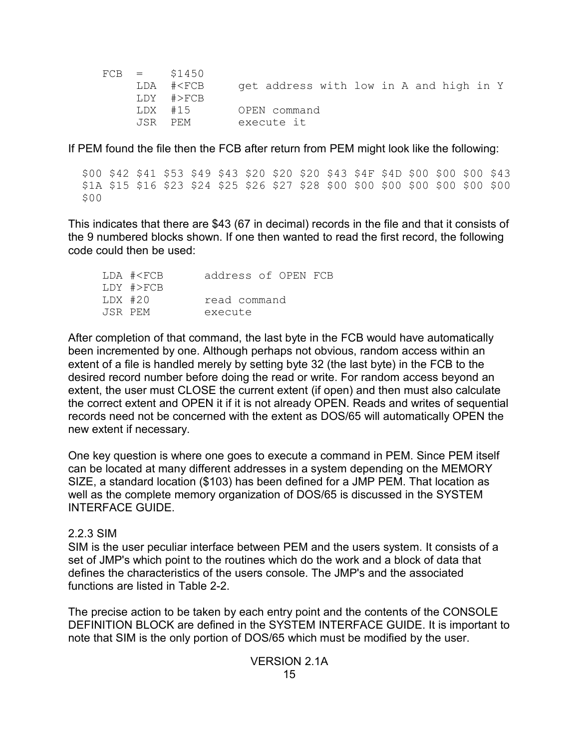```
FCB  =    $1450
     LDA  #<FCB     get address with low in A and high in Y
     LDY  #>FCB
     LDX  #15       OPEN command
     JSR  PEM       execute it
```

If PEM found the file then the FCB after return from PEM might look like the following:

```
$00 $42 $41 $53 $49 $43 $20 $20 $20 $43 $4F $4D $00 $00 $00 $43
$1A $15 $16 $23 $24 $25 $26 $27 $28 $00 $00 $00 $00 $00 $00 $00
$00
```

This indicates that there are $43 (67 in decimal) records in the file and that it consists of the 9 numbered blocks shown. If one then wanted to read the first record, the following code could then be used:

```
LDA #<FCB       address of OPEN FCB
LDY #>FCB
LDX #20         read command
JSR PEM         execute
```

After completion of that command, the last byte in the FCB would have automatically been incremented by one. Although perhaps not obvious, random access within an extent of a file is handled merely by setting byte 32 (the last byte) in the FCB to the desired record number before doing the read or write. For random access beyond an extent, the user must CLOSE the current extent (if open) and then must also calculate the correct extent and OPEN it if it is not already OPEN. Reads and writes of sequential records need not be concerned with the extent as DOS/65 will automatically OPEN the new extent if necessary.

One key question is where one goes to execute a command in PEM. Since PEM itself can be located at many different addresses in a system depending on the MEMORY SIZE, a standard location ($103) has been defined for a JMP PEM. That location as well as the complete memory organization of DOS/65 is discussed in the SYSTEM INTERFACE GUIDE.

### 2.2.3 SIM

SIM is the user peculiar interface between PEM and the users system. It consists of a set of JMP's which point to the routines which do the work and a block of data that defines the characteristics of the users console. The JMP's and the associated functions are listed in Table 2-2.

The precise action to be taken by each entry point and the contents of the CONSOLE DEFINITION BLOCK are defined in the SYSTEM INTERFACE GUIDE. It is important to note that SIM is the only portion of DOS/65 which must be modified by the user.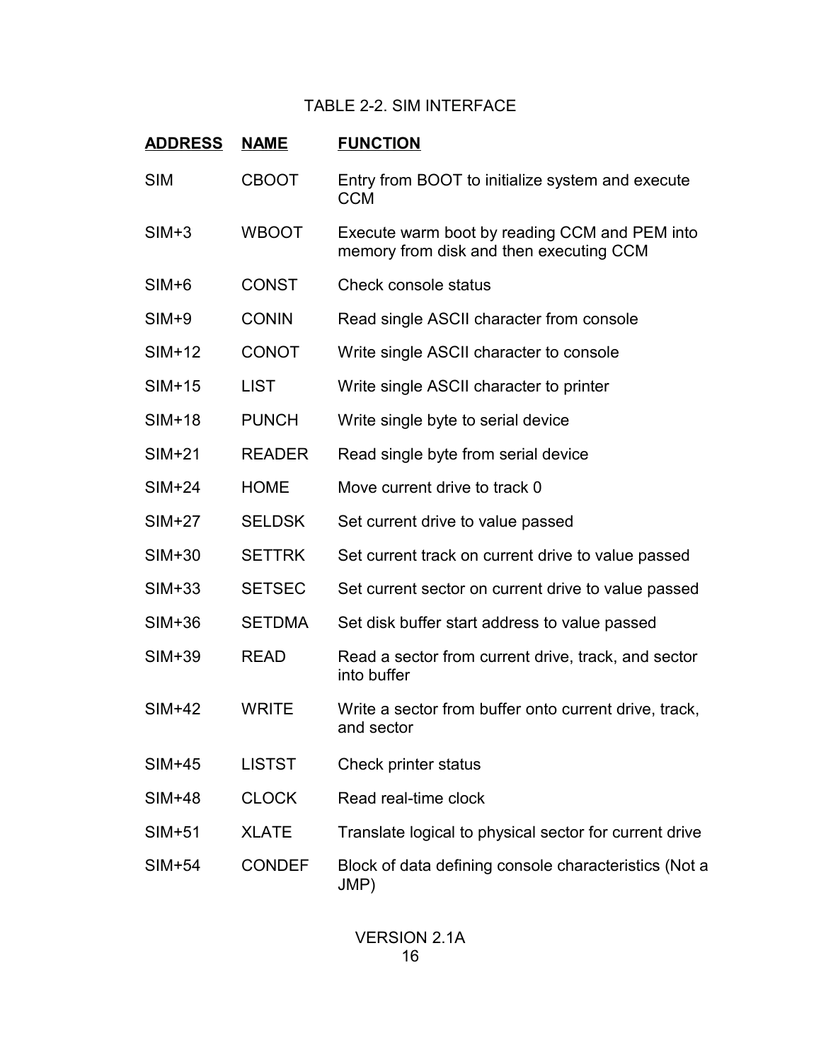TABLE 2-2. SIM INTERFACE

| **ADDRESS** | **NAME** | **FUNCTION** |
| --- | --- | --- |
| SIM | CBOOT | Entry from BOOT to initialize system and execute CCM |
| SIM+3 | WBOOT | Execute warm boot by reading CCM and PEM into memory from disk and then executing CCM |
| SIM+6 | CONST | Check console status |
| SIM+9 | CONIN | Read single ASCII character from console |
| SIM+12 | CONOT | Write single ASCII character to console |
| SIM+15 | LIST | Write single ASCII character to printer |
| SIM+18 | PUNCH | Write single byte to serial device |
| SIM+21 | READER | Read single byte from serial device |
| SIM+24 | HOME | Move current drive to track 0 |
| SIM+27 | SELDSK | Set current drive to value passed |
| SIM+30 | SETTRK | Set current track on current drive to value passed |
| SIM+33 | SETSEC | Set current sector on current drive to value passed |
| SIM+36 | SETDMA | Set disk buffer start address to value passed |
| SIM+39 | READ | Read a sector from current drive, track, and sector into buffer |
| SIM+42 | WRITE | Write a sector from buffer onto current drive, track, and sector |
| SIM+45 | LISTST | Check printer status |
| SIM+48 | CLOCK | Read real-time clock |
| SIM+51 | XLATE | Translate logical to physical sector for current drive |
| SIM+54 | CONDEF | Block of data defining console characteristics (Not a JMP) |

VERSION 2.1A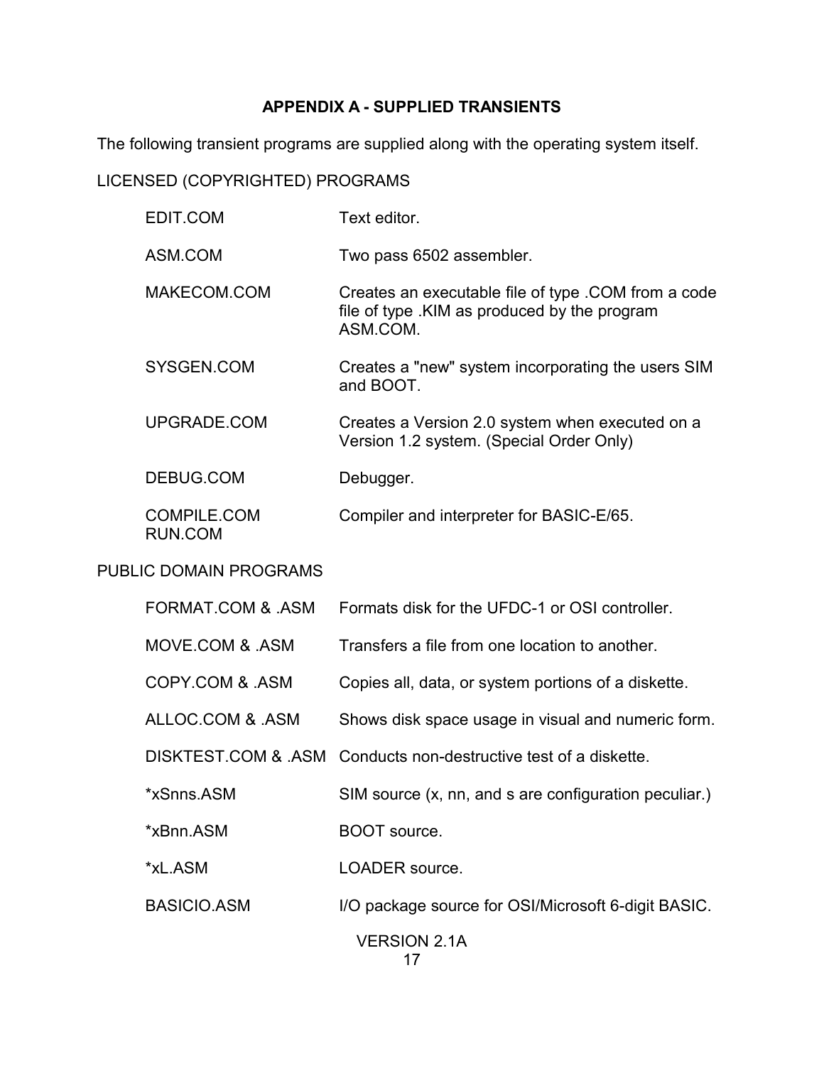## APPENDIX A - SUPPLIED TRANSIENTS

The following transient programs are supplied along with the operating system itself.

LICENSED (COPYRIGHTED) PROGRAMS

| | |
|---|---|
| EDIT.COM | Text editor. |
| ASM.COM | Two pass 6502 assembler. |
| MAKECOM.COM | Creates an executable file of type .COM from a code file of type .KIM as produced by the program ASM.COM. |
| SYSGEN.COM | Creates a "new" system incorporating the users SIM and BOOT. |
| UPGRADE.COM | Creates a Version 2.0 system when executed on a Version 1.2 system. (Special Order Only) |
| DEBUG.COM | Debugger. |
| COMPILE.COM<br>RUN.COM | Compiler and interpreter for BASIC-E/65. |

PUBLIC DOMAIN PROGRAMS

| | |
|---|---|
| FORMAT.COM & .ASM | Formats disk for the UFDC-1 or OSI controller. |
| MOVE.COM & .ASM | Transfers a file from one location to another. |
| COPY.COM & .ASM | Copies all, data, or system portions of a diskette. |
| ALLOC.COM & .ASM | Shows disk space usage in visual and numeric form. |
| DISKTEST.COM & .ASM | Conducts non-destructive test of a diskette. |
| *xSnns.ASM | SIM source (x, nn, and s are configuration peculiar.) |
| *xBnn.ASM | BOOT source. |
| *xL.ASM | LOADER source. |
| BASICIO.ASM | I/O package source for OSI/Microsoft 6-digit BASIC. |

VERSION 2.1A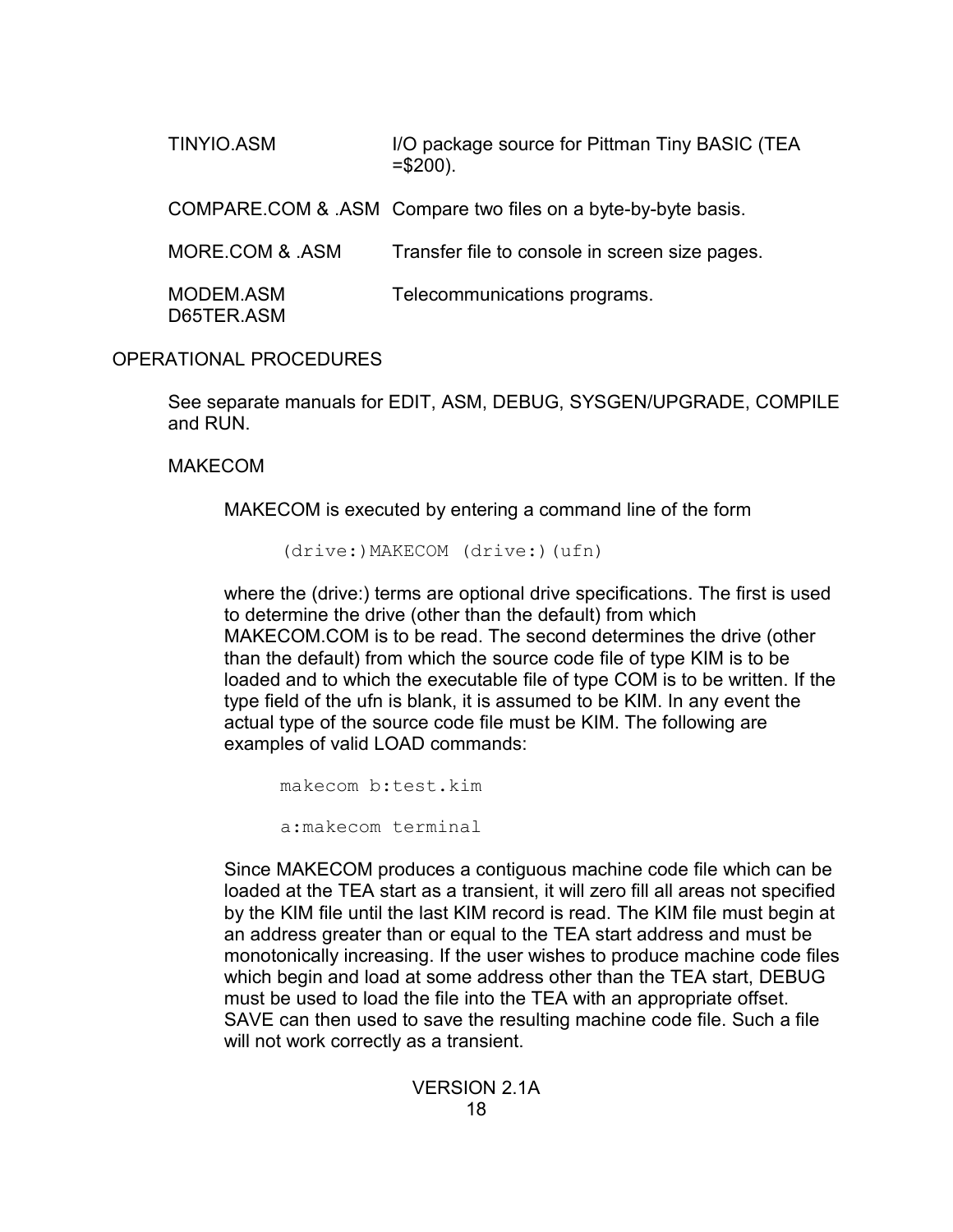| | |
|---|---|
| TINYIO.ASM | I/O package source for Pittman Tiny BASIC (TEA =$200). |
| COMPARE.COM & .ASM | Compare two files on a byte-by-byte basis. |
| MORE.COM & .ASM | Transfer file to console in screen size pages. |
| MODEM.ASM<br>D65TER.ASM | Telecommunications programs. |

## OPERATIONAL PROCEDURES

See separate manuals for EDIT, ASM, DEBUG, SYSGEN/UPGRADE, COMPILE and RUN.

### MAKECOM

MAKECOM is executed by entering a command line of the form

```
(drive:)MAKECOM (drive:)(ufn)
```

where the (drive:) terms are optional drive specifications. The first is used to determine the drive (other than the default) from which MAKECOM.COM is to be read. The second determines the drive (other than the default) from which the source code file of type KIM is to be loaded and to which the executable file of type COM is to be written. If the type field of the ufn is blank, it is assumed to be KIM. In any event the actual type of the source code file must be KIM. The following are examples of valid LOAD commands:

```
makecom b:test.kim

a:makecom terminal
```

Since MAKECOM produces a contiguous machine code file which can be loaded at the TEA start as a transient, it will zero fill all areas not specified by the KIM file until the last KIM record is read. The KIM file must begin at an address greater than or equal to the TEA start address and must be monotonically increasing. If the user wishes to produce machine code files which begin and load at some address other than the TEA start, DEBUG must be used to load the file into the TEA with an appropriate offset. SAVE can then used to save the resulting machine code file. Such a file will not work correctly as a transient.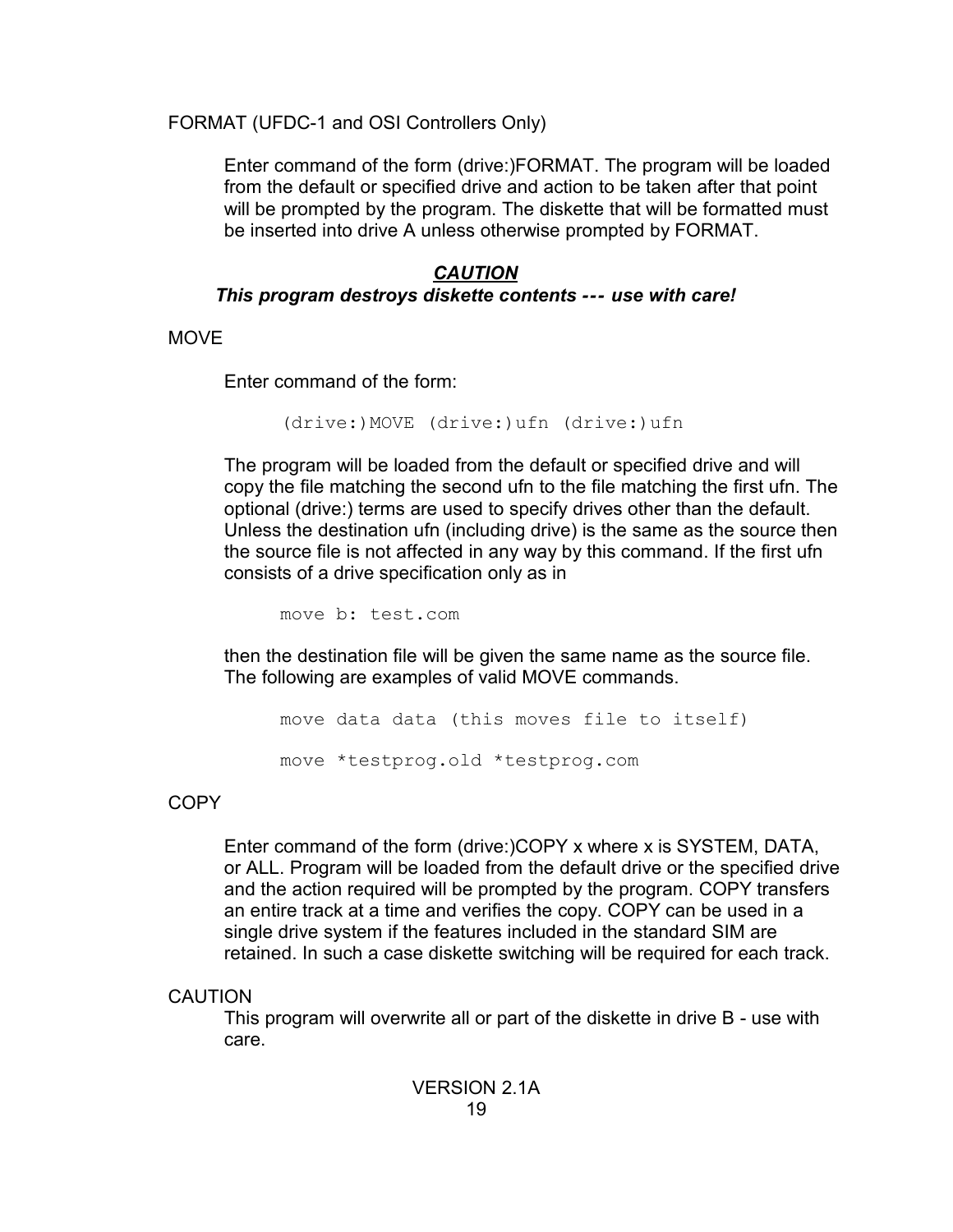FORMAT (UFDC-1 and OSI Controllers Only)

Enter command of the form (drive:)FORMAT. The program will be loaded from the default or specified drive and action to be taken after that point will be prompted by the program. The diskette that will be formatted must be inserted into drive A unless otherwise prompted by FORMAT.

***CAUTION***

***This program destroys diskette contents --- use with care!***

MOVE

Enter command of the form:

```
(drive:)MOVE (drive:)ufn (drive:)ufn
```

The program will be loaded from the default or specified drive and will copy the file matching the second ufn to the file matching the first ufn. The optional (drive:) terms are used to specify drives other than the default. Unless the destination ufn (including drive) is the same as the source then the source file is not affected in any way by this command. If the first ufn consists of a drive specification only as in

```
move b: test.com
```

then the destination file will be given the same name as the source file. The following are examples of valid MOVE commands.

```
move data data (this moves file to itself)

move *testprog.old *testprog.com
```

COPY

Enter command of the form (drive:)COPY x where x is SYSTEM, DATA, or ALL. Program will be loaded from the default drive or the specified drive and the action required will be prompted by the program. COPY transfers an entire track at a time and verifies the copy. COPY can be used in a single drive system if the features included in the standard SIM are retained. In such a case diskette switching will be required for each track.

CAUTION

This program will overwrite all or part of the diskette in drive B - use with care.

VERSION 2.1A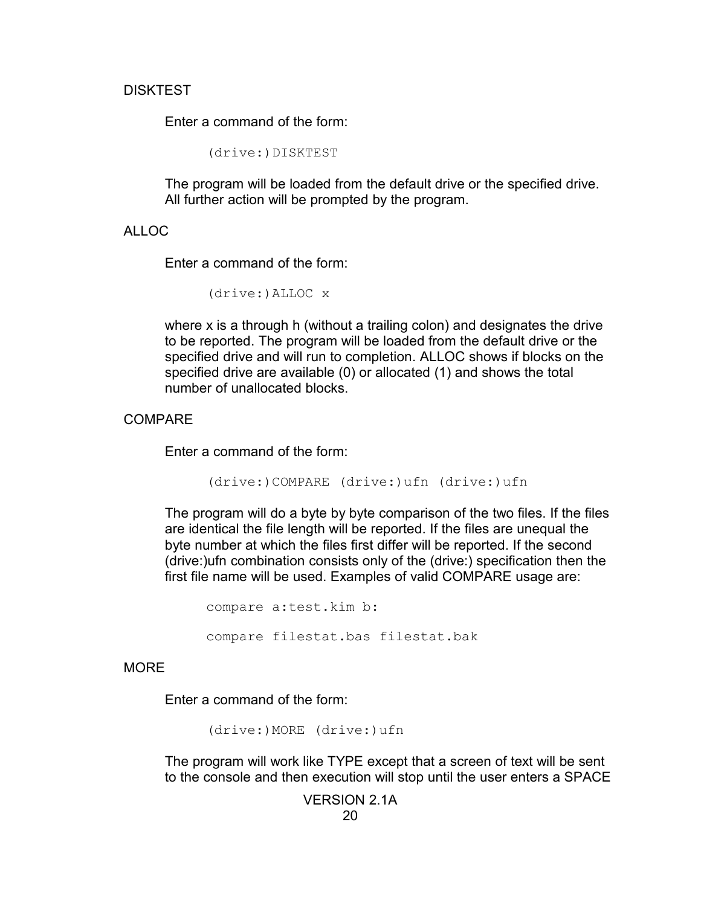## DISKTEST

Enter a command of the form:

```
(drive:)DISKTEST
```

The program will be loaded from the default drive or the specified drive. All further action will be prompted by the program.

## ALLOC

Enter a command of the form:

```
(drive:)ALLOC x
```

where x is a through h (without a trailing colon) and designates the drive to be reported. The program will be loaded from the default drive or the specified drive and will run to completion. ALLOC shows if blocks on the specified drive are available (0) or allocated (1) and shows the total number of unallocated blocks.

## COMPARE

Enter a command of the form:

```
(drive:)COMPARE (drive:)ufn (drive:)ufn
```

The program will do a byte by byte comparison of the two files. If the files are identical the file length will be reported. If the files are unequal the byte number at which the files first differ will be reported. If the second (drive:)ufn combination consists only of the (drive:) specification then the first file name will be used. Examples of valid COMPARE usage are:

```
compare a:test.kim b:

compare filestat.bas filestat.bak
```

## MORE

Enter a command of the form:

```
(drive:)MORE (drive:)ufn
```

The program will work like TYPE except that a screen of text will be sent to the console and then execution will stop until the user enters a SPACE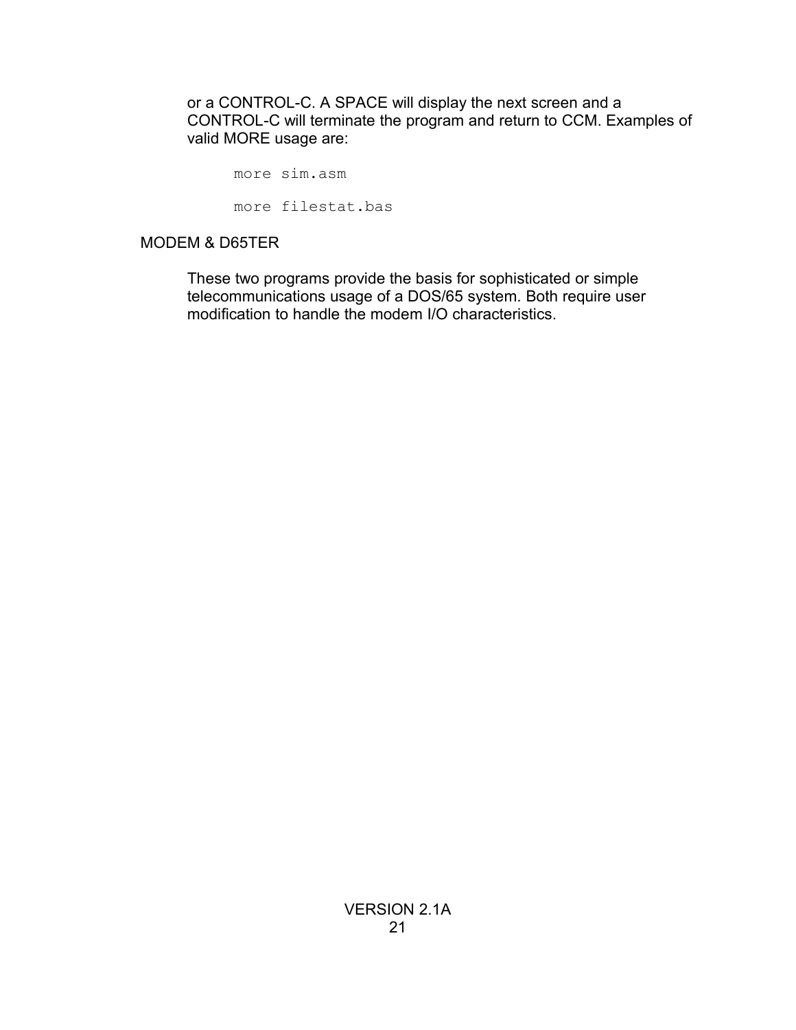or a CONTROL-C. A SPACE will display the next screen and a CONTROL-C will terminate the program and return to CCM. Examples of valid MORE usage are:

```
more sim.asm

more filestat.bas
```

## MODEM & D65TER

These two programs provide the basis for sophisticated or simple telecommunications usage of a DOS/65 system. Both require user modification to handle the modem I/O characteristics.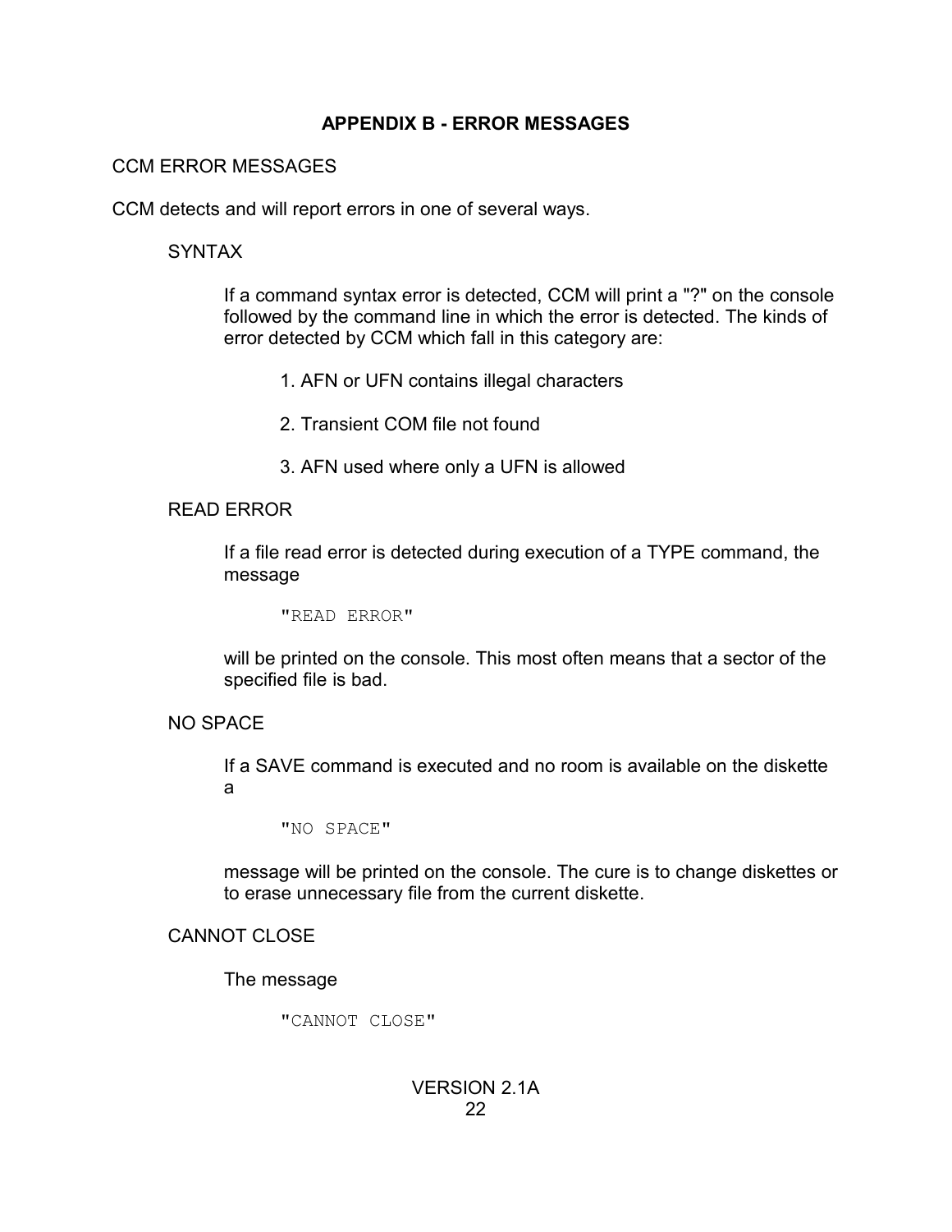## APPENDIX B - ERROR MESSAGES

CCM ERROR MESSAGES

CCM detects and will report errors in one of several ways.

SYNTAX

If a command syntax error is detected, CCM will print a "?" on the console followed by the command line in which the error is detected. The kinds of error detected by CCM which fall in this category are:

1. AFN or UFN contains illegal characters

2. Transient COM file not found

3. AFN used where only a UFN is allowed

READ ERROR

If a file read error is detected during execution of a TYPE command, the message

```
"READ ERROR"
```

will be printed on the console. This most often means that a sector of the specified file is bad.

NO SPACE

If a SAVE command is executed and no room is available on the diskette a

```
"NO SPACE"
```

message will be printed on the console. The cure is to change diskettes or to erase unnecessary file from the current diskette.

CANNOT CLOSE

The message

```
"CANNOT CLOSE"
```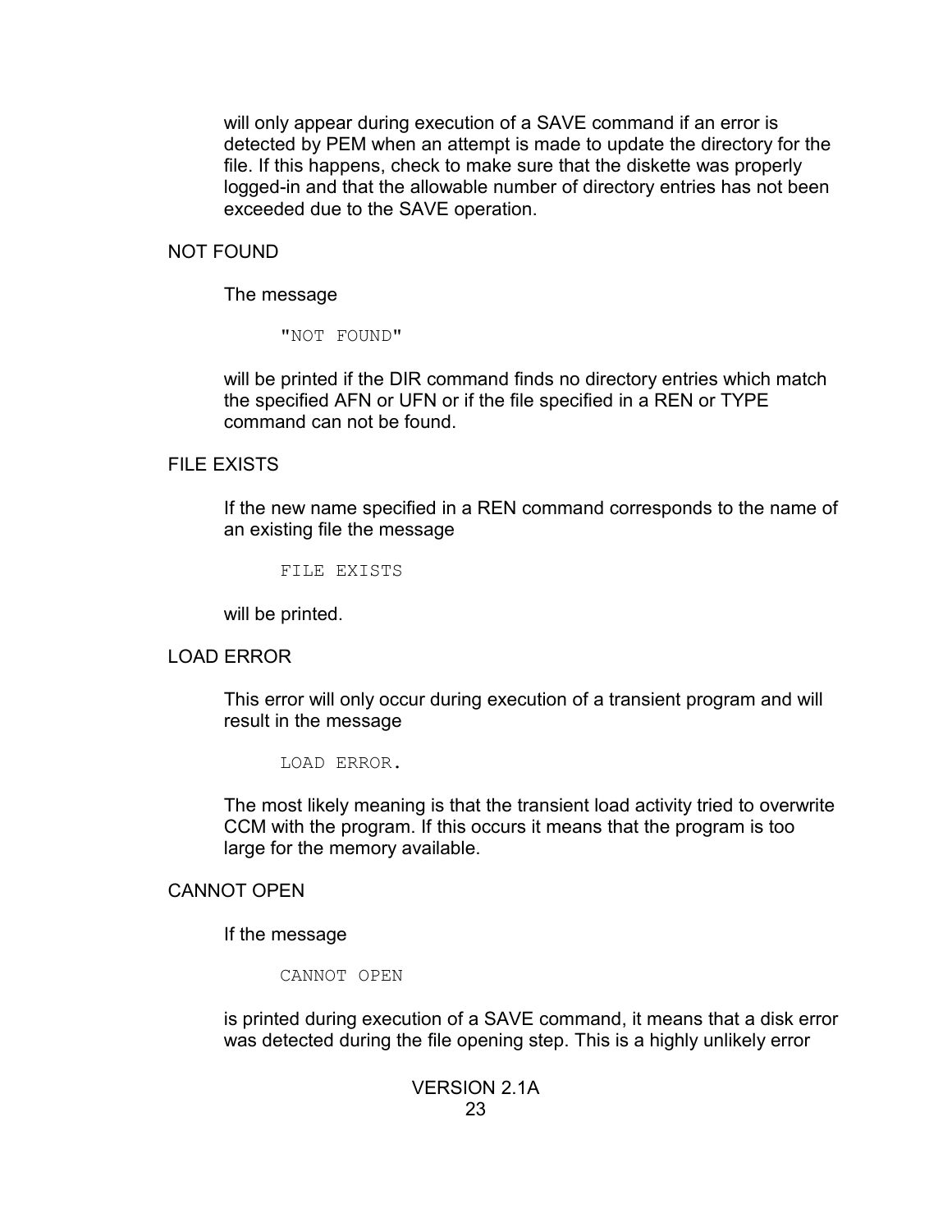will only appear during execution of a SAVE command if an error is detected by PEM when an attempt is made to update the directory for the file. If this happens, check to make sure that the diskette was properly logged-in and that the allowable number of directory entries has not been exceeded due to the SAVE operation.

NOT FOUND

The message

```
"NOT FOUND"
```

will be printed if the DIR command finds no directory entries which match the specified AFN or UFN or if the file specified in a REN or TYPE command can not be found.

FILE EXISTS

If the new name specified in a REN command corresponds to the name of an existing file the message

```
FILE EXISTS
```

will be printed.

LOAD ERROR

This error will only occur during execution of a transient program and will result in the message

```
LOAD ERROR.
```

The most likely meaning is that the transient load activity tried to overwrite CCM with the program. If this occurs it means that the program is too large for the memory available.

CANNOT OPEN

If the message

```
CANNOT OPEN
```

is printed during execution of a SAVE command, it means that a disk error was detected during the file opening step. This is a highly unlikely error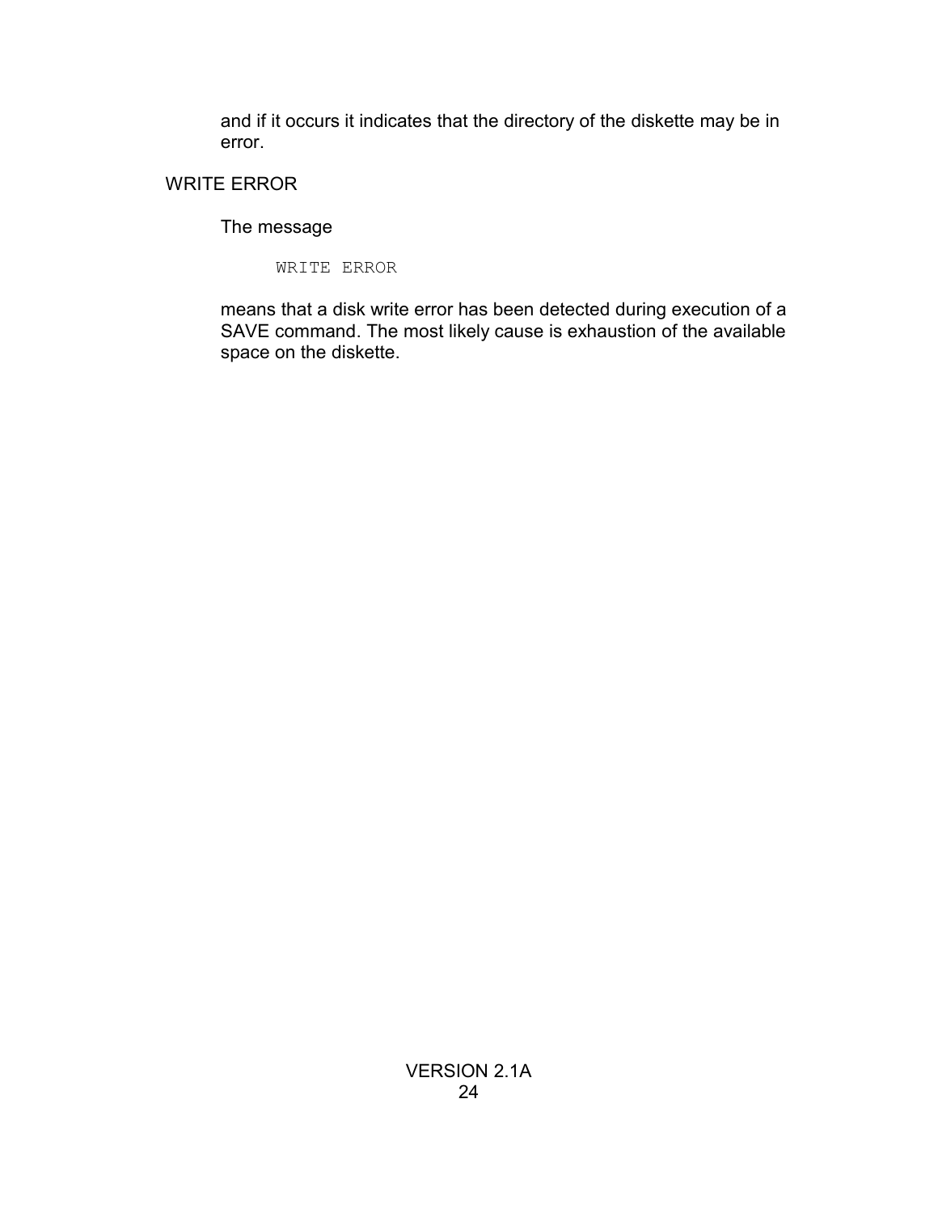and if it occurs it indicates that the directory of the diskette may be in error.

## WRITE ERROR

The message

```
WRITE ERROR
```

means that a disk write error has been detected during execution of a SAVE command. The most likely cause is exhaustion of the available space on the diskette.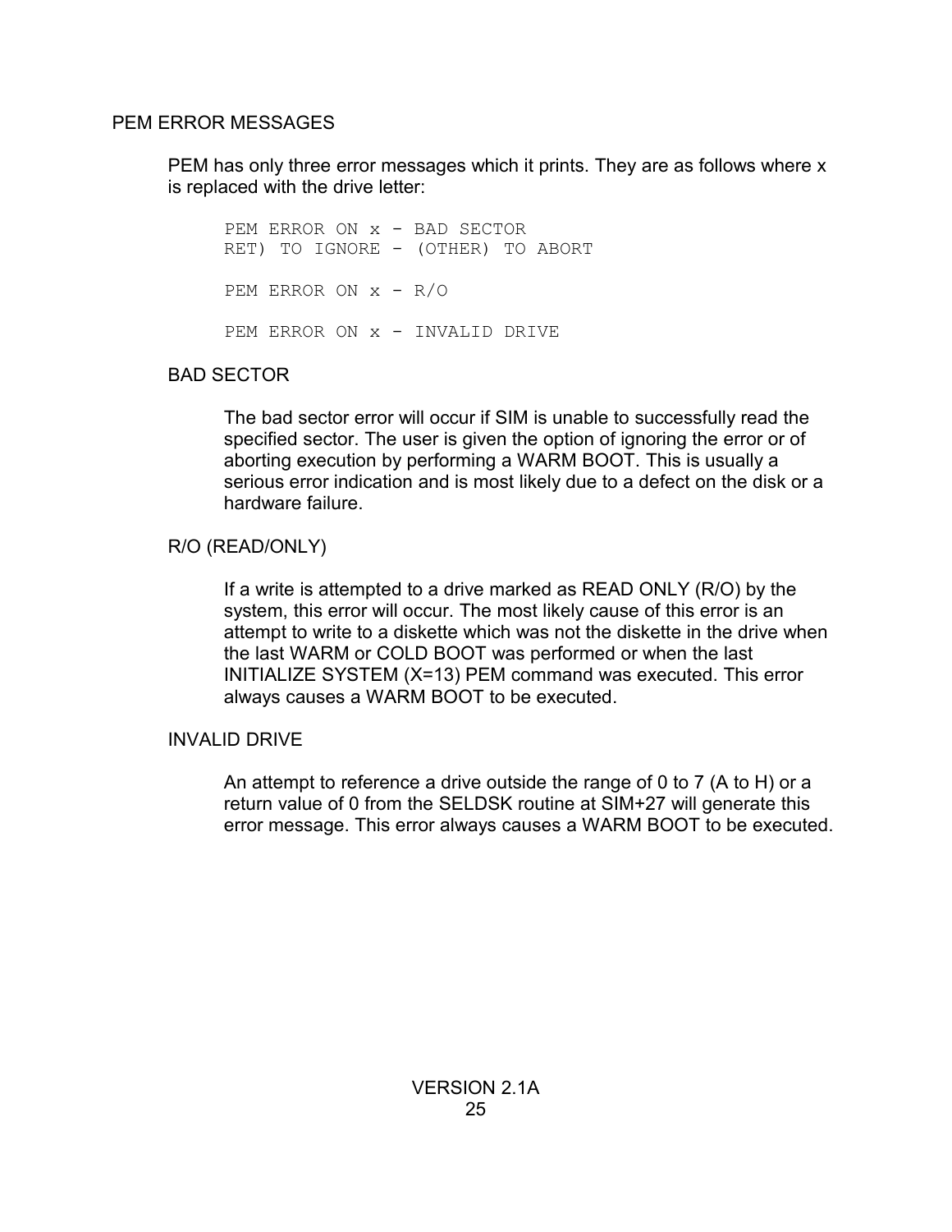## PEM ERROR MESSAGES

PEM has only three error messages which it prints. They are as follows where x is replaced with the drive letter:

```
PEM ERROR ON x - BAD SECTOR
RET) TO IGNORE - (OTHER) TO ABORT

PEM ERROR ON x - R/O

PEM ERROR ON x - INVALID DRIVE
```

### BAD SECTOR

The bad sector error will occur if SIM is unable to successfully read the specified sector. The user is given the option of ignoring the error or of aborting execution by performing a WARM BOOT. This is usually a serious error indication and is most likely due to a defect on the disk or a hardware failure.

### R/O (READ/ONLY)

If a write is attempted to a drive marked as READ ONLY (R/O) by the system, this error will occur. The most likely cause of this error is an attempt to write to a diskette which was not the diskette in the drive when the last WARM or COLD BOOT was performed or when the last INITIALIZE SYSTEM (X=13) PEM command was executed. This error always causes a WARM BOOT to be executed.

### INVALID DRIVE

An attempt to reference a drive outside the range of 0 to 7 (A to H) or a return value of 0 from the SELDSK routine at SIM+27 will generate this error message. This error always causes a WARM BOOT to be executed.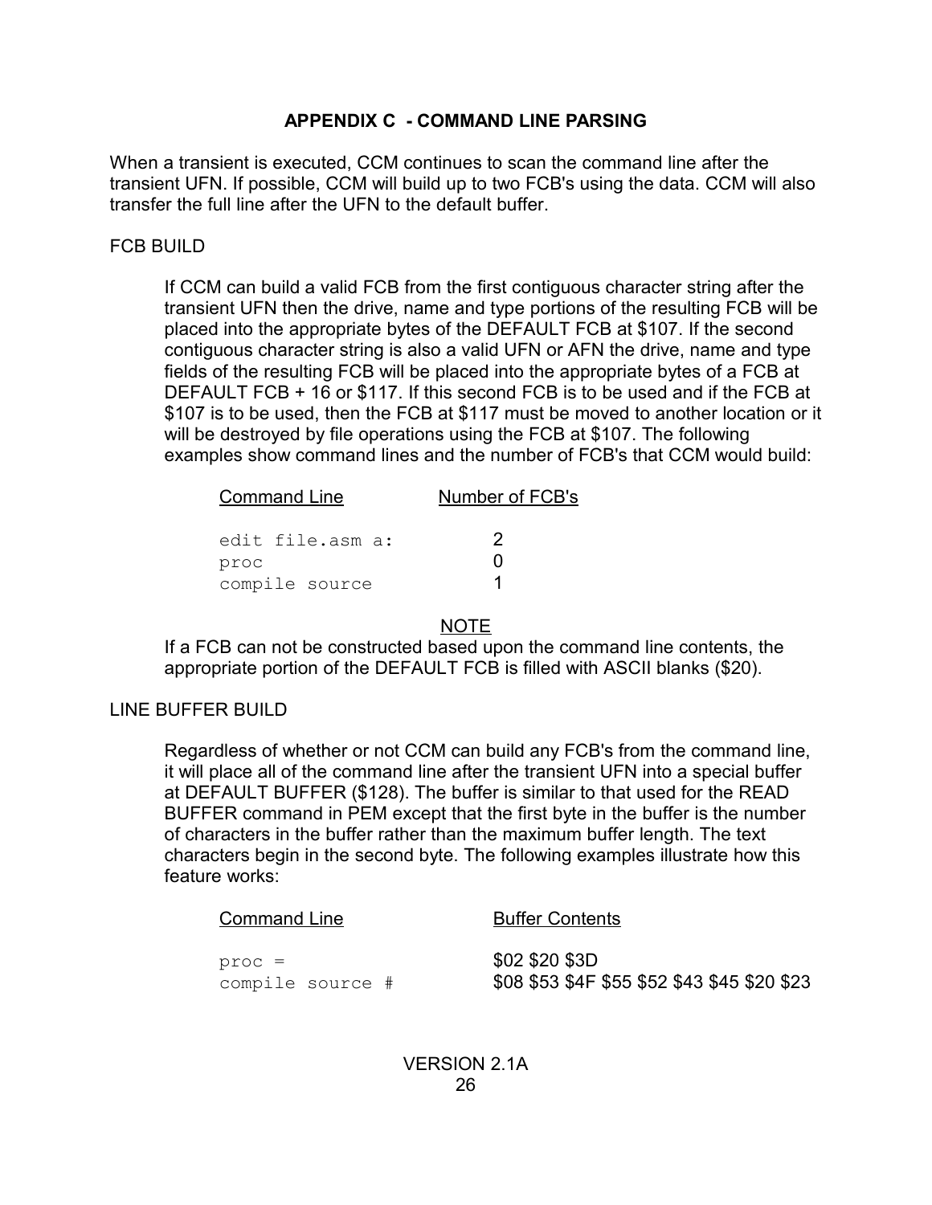## APPENDIX C - COMMAND LINE PARSING

When a transient is executed, CCM continues to scan the command line after the transient UFN. If possible, CCM will build up to two FCB's using the data. CCM will also transfer the full line after the UFN to the default buffer.

### FCB BUILD

If CCM can build a valid FCB from the first contiguous character string after the transient UFN then the drive, name and type portions of the resulting FCB will be placed into the appropriate bytes of the DEFAULT FCB at $107. If the second contiguous character string is also a valid UFN or AFN the drive, name and type fields of the resulting FCB will be placed into the appropriate bytes of a FCB at DEFAULT FCB + 16 or $117. If this second FCB is to be used and if the FCB at $107 is to be used, then the FCB at $117 must be moved to another location or it will be destroyed by file operations using the FCB at $107. The following examples show command lines and the number of FCB's that CCM would build:

| Command Line | Number of FCB's |
|---|---|
| `edit file.asm a:` | 2 |
| `proc` | 0 |
| `compile source` | 1 |

**NOTE**

If a FCB can not be constructed based upon the command line contents, the appropriate portion of the DEFAULT FCB is filled with ASCII blanks ($20).

### LINE BUFFER BUILD

Regardless of whether or not CCM can build any FCB's from the command line, it will place all of the command line after the transient UFN into a special buffer at DEFAULT BUFFER ($128). The buffer is similar to that used for the READ BUFFER command in PEM except that the first byte in the buffer is the number of characters in the buffer rather than the maximum buffer length. The text characters begin in the second byte. The following examples illustrate how this feature works:

| Command Line | Buffer Contents |
|---|---|
| `proc =` | $02 $20 $3D |
| `compile source #` | $08 $53 $4F $55 $52 $43 $45 $20 $23 |

VERSION 2.1A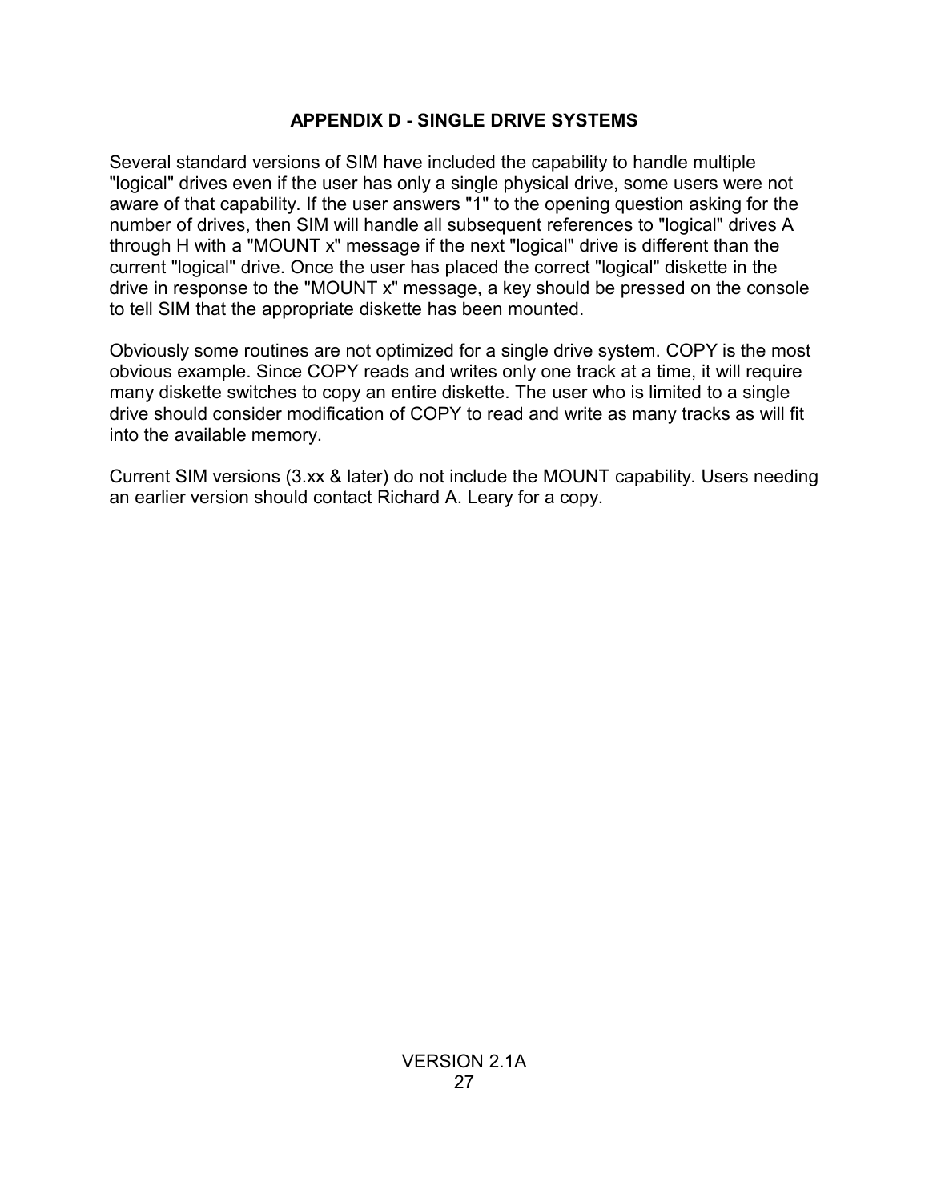# APPENDIX D - SINGLE DRIVE SYSTEMS

Several standard versions of SIM have included the capability to handle multiple "logical" drives even if the user has only a single physical drive, some users were not aware of that capability. If the user answers "1" to the opening question asking for the number of drives, then SIM will handle all subsequent references to "logical" drives A through H with a "MOUNT x" message if the next "logical" drive is different than the current "logical" drive. Once the user has placed the correct "logical" diskette in the drive in response to the "MOUNT x" message, a key should be pressed on the console to tell SIM that the appropriate diskette has been mounted.

Obviously some routines are not optimized for a single drive system. COPY is the most obvious example. Since COPY reads and writes only one track at a time, it will require many diskette switches to copy an entire diskette. The user who is limited to a single drive should consider modification of COPY to read and write as many tracks as will fit into the available memory.

Current SIM versions (3.xx & later) do not include the MOUNT capability. Users needing an earlier version should contact Richard A. Leary for a copy.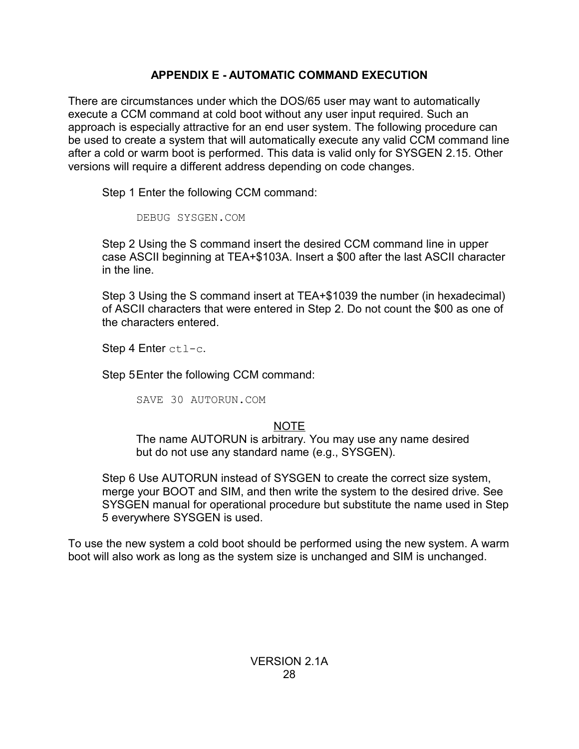## APPENDIX E - AUTOMATIC COMMAND EXECUTION

There are circumstances under which the DOS/65 user may want to automatically execute a CCM command at cold boot without any user input required. Such an approach is especially attractive for an end user system. The following procedure can be used to create a system that will automatically execute any valid CCM command line after a cold or warm boot is performed. This data is valid only for SYSGEN 2.15. Other versions will require a different address depending on code changes.

Step 1 Enter the following CCM command:

```
DEBUG SYSGEN.COM
```

Step 2 Using the S command insert the desired CCM command line in upper case ASCII beginning at TEA+$103A. Insert a $00 after the last ASCII character in the line.

Step 3 Using the S command insert at TEA+$1039 the number (in hexadecimal) of ASCII characters that were entered in Step 2. Do not count the $00 as one of the characters entered.

Step 4 Enter `ctl-c`.

Step 5 Enter the following CCM command:

```
SAVE 30 AUTORUN.COM
```

<u>NOTE</u>

The name AUTORUN is arbitrary. You may use any name desired but do not use any standard name (e.g., SYSGEN).

Step 6 Use AUTORUN instead of SYSGEN to create the correct size system, merge your BOOT and SIM, and then write the system to the desired drive. See SYSGEN manual for operational procedure but substitute the name used in Step 5 everywhere SYSGEN is used.

To use the new system a cold boot should be performed using the new system. A warm boot will also work as long as the system size is unchanged and SIM is unchanged.

VERSION 2.1A